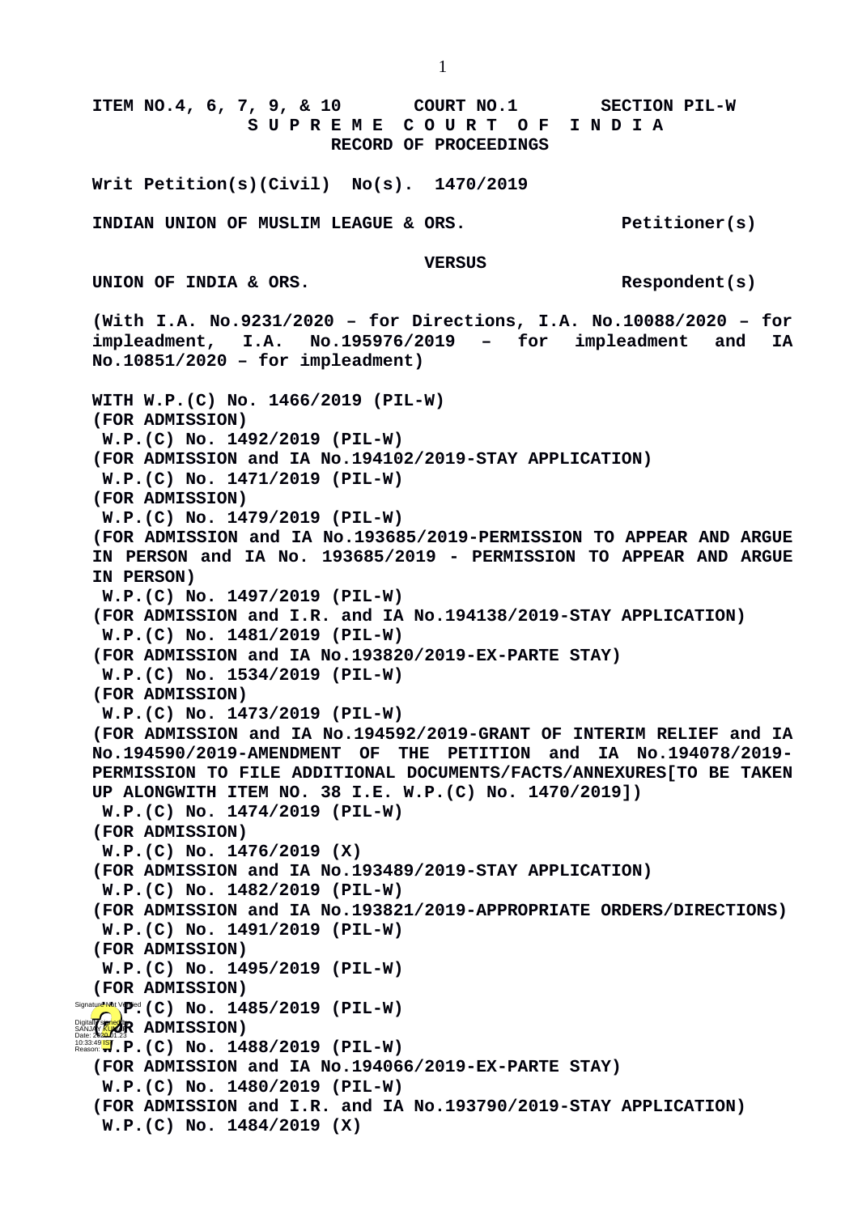**ITEM NO.4, 6, 7, 9, & 10 COURT NO.1 SECTION PIL-W**

# S U P R E M E C O U R T O F I N D I A
## RECORD OF PROCEEDINGS

**Writ Petition(s)(Civil) No(s). 1470/2019**

**INDIAN UNION OF MUSLIM LEAGUE & ORS. Petitioner(s)**

**VERSUS**

**UNION OF INDIA & ORS. Respondent(s)**

**(With I.A. No.9231/2020 – for Directions, I.A. No.10088/2020 – for impleadment, I.A. No.195976/2019 – for impleadment and IA No.10851/2020 – for impleadment)**

**WITH W.P.(C) No. 1466/2019 (PIL-W)**
**(FOR ADMISSION)**
**W.P.(C) No. 1492/2019 (PIL-W)**
**(FOR ADMISSION and IA No.194102/2019-STAY APPLICATION)**
**W.P.(C) No. 1471/2019 (PIL-W)**
**(FOR ADMISSION)**
**W.P.(C) No. 1479/2019 (PIL-W)**
**(FOR ADMISSION and IA No.193685/2019-PERMISSION TO APPEAR AND ARGUE IN PERSON and IA No. 193685/2019 - PERMISSION TO APPEAR AND ARGUE IN PERSON)**
**W.P.(C) No. 1497/2019 (PIL-W)**
**(FOR ADMISSION and I.R. and IA No.194138/2019-STAY APPLICATION)**
**W.P.(C) No. 1481/2019 (PIL-W)**
**(FOR ADMISSION and IA No.193820/2019-EX-PARTE STAY)**
**W.P.(C) No. 1534/2019 (PIL-W)**
**(FOR ADMISSION)**
**W.P.(C) No. 1473/2019 (PIL-W)**
**(FOR ADMISSION and IA No.194592/2019-GRANT OF INTERIM RELIEF and IA No.194590/2019-AMENDMENT OF THE PETITION and IA No.194078/2019-PERMISSION TO FILE ADDITIONAL DOCUMENTS/FACTS/ANNEXURES[TO BE TAKEN UP ALONGWITH ITEM NO. 38 I.E. W.P.(C) No. 1470/2019])**
**W.P.(C) No. 1474/2019 (PIL-W)**
**(FOR ADMISSION)**
**W.P.(C) No. 1476/2019 (X)**
**(FOR ADMISSION and IA No.193489/2019-STAY APPLICATION)**
**W.P.(C) No. 1482/2019 (PIL-W)**
**(FOR ADMISSION and IA No.193821/2019-APPROPRIATE ORDERS/DIRECTIONS)**
**W.P.(C) No. 1491/2019 (PIL-W)**
**(FOR ADMISSION)**
**W.P.(C) No. 1495/2019 (PIL-W)**
**(FOR ADMISSION)**
**W.P.(C) No. 1485/2019 (PIL-W)**
**(FOR ADMISSION)**
**W.P.(C) No. 1488/2019 (PIL-W)**
**(FOR ADMISSION and IA No.194066/2019-EX-PARTE STAY)**
**W.P.(C) No. 1480/2019 (PIL-W)**
**(FOR ADMISSION and I.R. and IA No.193790/2019-STAY APPLICATION)**
**W.P.(C) No. 1484/2019 (X)**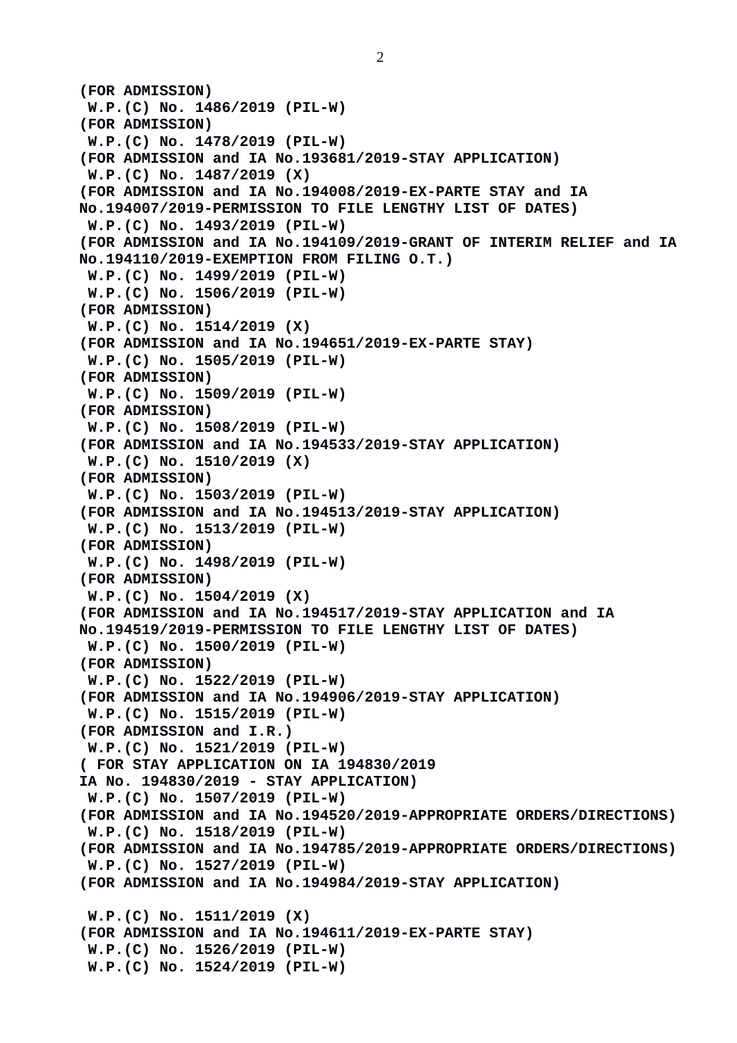**(FOR ADMISSION)**
**W.P.(C) No. 1486/2019 (PIL-W)**
**(FOR ADMISSION)**
**W.P.(C) No. 1478/2019 (PIL-W)**
**(FOR ADMISSION and IA No.193681/2019-STAY APPLICATION)**
**W.P.(C) No. 1487/2019 (X)**
**(FOR ADMISSION and IA No.194008/2019-EX-PARTE STAY and IA No.194007/2019-PERMISSION TO FILE LENGTHY LIST OF DATES)**
**W.P.(C) No. 1493/2019 (PIL-W)**
**(FOR ADMISSION and IA No.194109/2019-GRANT OF INTERIM RELIEF and IA No.194110/2019-EXEMPTION FROM FILING O.T.)**
**W.P.(C) No. 1499/2019 (PIL-W)**
**W.P.(C) No. 1506/2019 (PIL-W)**
**(FOR ADMISSION)**
**W.P.(C) No. 1514/2019 (X)**
**(FOR ADMISSION and IA No.194651/2019-EX-PARTE STAY)**
**W.P.(C) No. 1505/2019 (PIL-W)**
**(FOR ADMISSION)**
**W.P.(C) No. 1509/2019 (PIL-W)**
**(FOR ADMISSION)**
**W.P.(C) No. 1508/2019 (PIL-W)**
**(FOR ADMISSION and IA No.194533/2019-STAY APPLICATION)**
**W.P.(C) No. 1510/2019 (X)**
**(FOR ADMISSION)**
**W.P.(C) No. 1503/2019 (PIL-W)**
**(FOR ADMISSION and IA No.194513/2019-STAY APPLICATION)**
**W.P.(C) No. 1513/2019 (PIL-W)**
**(FOR ADMISSION)**
**W.P.(C) No. 1498/2019 (PIL-W)**
**(FOR ADMISSION)**
**W.P.(C) No. 1504/2019 (X)**
**(FOR ADMISSION and IA No.194517/2019-STAY APPLICATION and IA No.194519/2019-PERMISSION TO FILE LENGTHY LIST OF DATES)**
**W.P.(C) No. 1500/2019 (PIL-W)**
**(FOR ADMISSION)**
**W.P.(C) No. 1522/2019 (PIL-W)**
**(FOR ADMISSION and IA No.194906/2019-STAY APPLICATION)**
**W.P.(C) No. 1515/2019 (PIL-W)**
**(FOR ADMISSION and I.R.)**
**W.P.(C) No. 1521/2019 (PIL-W)**
**( FOR STAY APPLICATION ON IA 194830/2019 IA No. 194830/2019 - STAY APPLICATION)**
**W.P.(C) No. 1507/2019 (PIL-W)**
**(FOR ADMISSION and IA No.194520/2019-APPROPRIATE ORDERS/DIRECTIONS)**
**W.P.(C) No. 1518/2019 (PIL-W)**
**(FOR ADMISSION and IA No.194785/2019-APPROPRIATE ORDERS/DIRECTIONS)**
**W.P.(C) No. 1527/2019 (PIL-W)**
**(FOR ADMISSION and IA No.194984/2019-STAY APPLICATION)**

**W.P.(C) No. 1511/2019 (X)**
**(FOR ADMISSION and IA No.194611/2019-EX-PARTE STAY)**
**W.P.(C) No. 1526/2019 (PIL-W)**
**W.P.(C) No. 1524/2019 (PIL-W)**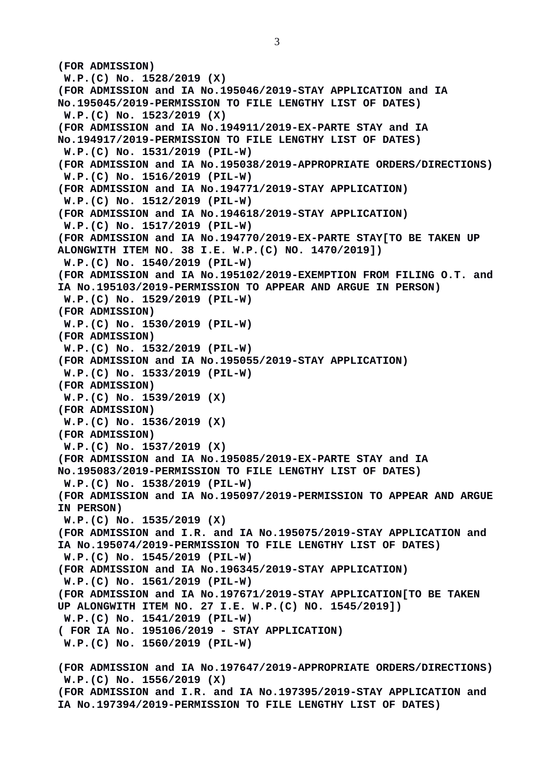**(FOR ADMISSION)**
**W.P.(C) No. 1528/2019 (X)**
**(FOR ADMISSION and IA No.195046/2019-STAY APPLICATION and IA No.195045/2019-PERMISSION TO FILE LENGTHY LIST OF DATES)**
**W.P.(C) No. 1523/2019 (X)**
**(FOR ADMISSION and IA No.194911/2019-EX-PARTE STAY and IA No.194917/2019-PERMISSION TO FILE LENGTHY LIST OF DATES)**
**W.P.(C) No. 1531/2019 (PIL-W)**
**(FOR ADMISSION and IA No.195038/2019-APPROPRIATE ORDERS/DIRECTIONS)**
**W.P.(C) No. 1516/2019 (PIL-W)**
**(FOR ADMISSION and IA No.194771/2019-STAY APPLICATION)**
**W.P.(C) No. 1512/2019 (PIL-W)**
**(FOR ADMISSION and IA No.194618/2019-STAY APPLICATION)**
**W.P.(C) No. 1517/2019 (PIL-W)**
**(FOR ADMISSION and IA No.194770/2019-EX-PARTE STAY[TO BE TAKEN UP ALONGWITH ITEM NO. 38 I.E. W.P.(C) NO. 1470/2019])**
**W.P.(C) No. 1540/2019 (PIL-W)**
**(FOR ADMISSION and IA No.195102/2019-EXEMPTION FROM FILING O.T. and IA No.195103/2019-PERMISSION TO APPEAR AND ARGUE IN PERSON)**
**W.P.(C) No. 1529/2019 (PIL-W)**
**(FOR ADMISSION)**
**W.P.(C) No. 1530/2019 (PIL-W)**
**(FOR ADMISSION)**
**W.P.(C) No. 1532/2019 (PIL-W)**
**(FOR ADMISSION and IA No.195055/2019-STAY APPLICATION)**
**W.P.(C) No. 1533/2019 (PIL-W)**
**(FOR ADMISSION)**
**W.P.(C) No. 1539/2019 (X)**
**(FOR ADMISSION)**
**W.P.(C) No. 1536/2019 (X)**
**(FOR ADMISSION)**
**W.P.(C) No. 1537/2019 (X)**
**(FOR ADMISSION and IA No.195085/2019-EX-PARTE STAY and IA No.195083/2019-PERMISSION TO FILE LENGTHY LIST OF DATES)**
**W.P.(C) No. 1538/2019 (PIL-W)**
**(FOR ADMISSION and IA No.195097/2019-PERMISSION TO APPEAR AND ARGUE IN PERSON)**
**W.P.(C) No. 1535/2019 (X)**
**(FOR ADMISSION and I.R. and IA No.195075/2019-STAY APPLICATION and IA No.195074/2019-PERMISSION TO FILE LENGTHY LIST OF DATES)**
**W.P.(C) No. 1545/2019 (PIL-W)**
**(FOR ADMISSION and IA No.196345/2019-STAY APPLICATION)**
**W.P.(C) No. 1561/2019 (PIL-W)**
**(FOR ADMISSION and IA No.197671/2019-STAY APPLICATION[TO BE TAKEN UP ALONGWITH ITEM NO. 27 I.E. W.P.(C) NO. 1545/2019])**
**W.P.(C) No. 1541/2019 (PIL-W)**
**( FOR IA No. 195106/2019 - STAY APPLICATION)**
**W.P.(C) No. 1560/2019 (PIL-W)**

**(FOR ADMISSION and IA No.197647/2019-APPROPRIATE ORDERS/DIRECTIONS)**
**W.P.(C) No. 1556/2019 (X)**
**(FOR ADMISSION and I.R. and IA No.197395/2019-STAY APPLICATION and IA No.197394/2019-PERMISSION TO FILE LENGTHY LIST OF DATES)**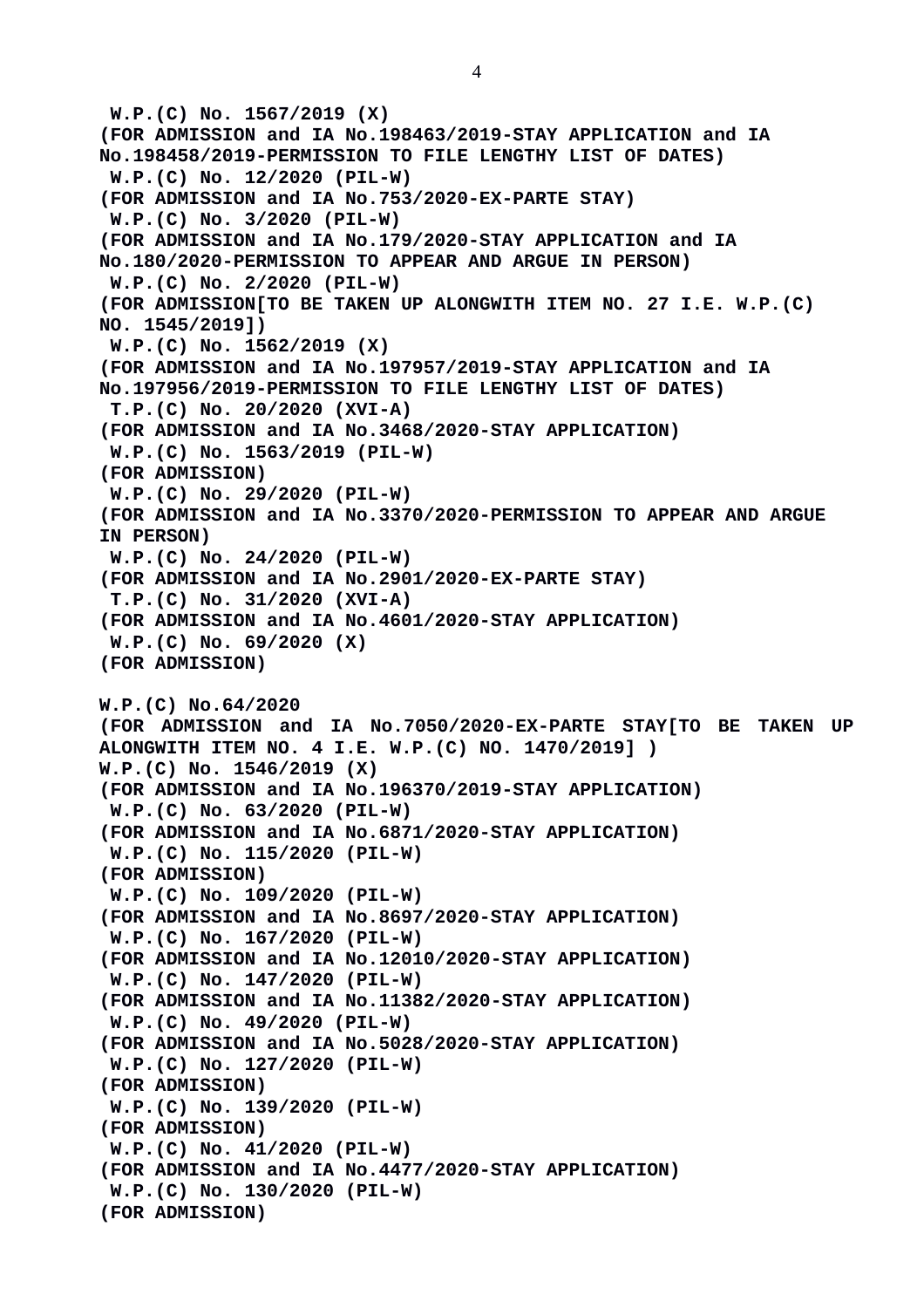**W.P.(C) No. 1567/2019 (X)**
**(FOR ADMISSION and IA No.198463/2019-STAY APPLICATION and IA No.198458/2019-PERMISSION TO FILE LENGTHY LIST OF DATES)**
**W.P.(C) No. 12/2020 (PIL-W)**
**(FOR ADMISSION and IA No.753/2020-EX-PARTE STAY)**
**W.P.(C) No. 3/2020 (PIL-W)**
**(FOR ADMISSION and IA No.179/2020-STAY APPLICATION and IA No.180/2020-PERMISSION TO APPEAR AND ARGUE IN PERSON)**
**W.P.(C) No. 2/2020 (PIL-W)**
**(FOR ADMISSION[TO BE TAKEN UP ALONGWITH ITEM NO. 27 I.E. W.P.(C) NO. 1545/2019])**
**W.P.(C) No. 1562/2019 (X)**
**(FOR ADMISSION and IA No.197957/2019-STAY APPLICATION and IA No.197956/2019-PERMISSION TO FILE LENGTHY LIST OF DATES)**
**T.P.(C) No. 20/2020 (XVI-A)**
**(FOR ADMISSION and IA No.3468/2020-STAY APPLICATION)**
**W.P.(C) No. 1563/2019 (PIL-W)**
**(FOR ADMISSION)**
**W.P.(C) No. 29/2020 (PIL-W)**
**(FOR ADMISSION and IA No.3370/2020-PERMISSION TO APPEAR AND ARGUE IN PERSON)**
**W.P.(C) No. 24/2020 (PIL-W)**
**(FOR ADMISSION and IA No.2901/2020-EX-PARTE STAY)**
**T.P.(C) No. 31/2020 (XVI-A)**
**(FOR ADMISSION and IA No.4601/2020-STAY APPLICATION)**
**W.P.(C) No. 69/2020 (X)**
**(FOR ADMISSION)**

**W.P.(C) No.64/2020**
**(FOR ADMISSION and IA No.7050/2020-EX-PARTE STAY[TO BE TAKEN UP ALONGWITH ITEM NO. 4 I.E. W.P.(C) NO. 1470/2019] )**
**W.P.(C) No. 1546/2019 (X)**
**(FOR ADMISSION and IA No.196370/2019-STAY APPLICATION)**
**W.P.(C) No. 63/2020 (PIL-W)**
**(FOR ADMISSION and IA No.6871/2020-STAY APPLICATION)**
**W.P.(C) No. 115/2020 (PIL-W)**
**(FOR ADMISSION)**
**W.P.(C) No. 109/2020 (PIL-W)**
**(FOR ADMISSION and IA No.8697/2020-STAY APPLICATION)**
**W.P.(C) No. 167/2020 (PIL-W)**
**(FOR ADMISSION and IA No.12010/2020-STAY APPLICATION)**
**W.P.(C) No. 147/2020 (PIL-W)**
**(FOR ADMISSION and IA No.11382/2020-STAY APPLICATION)**
**W.P.(C) No. 49/2020 (PIL-W)**
**(FOR ADMISSION and IA No.5028/2020-STAY APPLICATION)**
**W.P.(C) No. 127/2020 (PIL-W)**
**(FOR ADMISSION)**
**W.P.(C) No. 139/2020 (PIL-W)**
**(FOR ADMISSION)**
**W.P.(C) No. 41/2020 (PIL-W)**
**(FOR ADMISSION and IA No.4477/2020-STAY APPLICATION)**
**W.P.(C) No. 130/2020 (PIL-W)**
**(FOR ADMISSION)**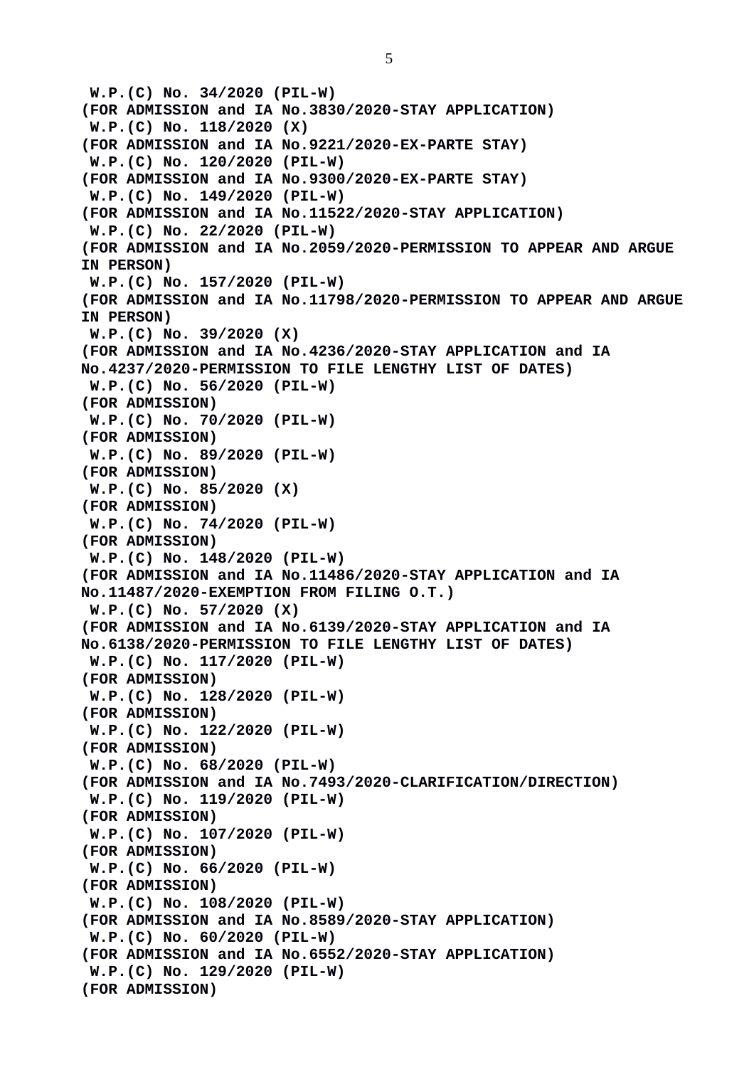**W.P.(C) No. 34/2020 (PIL-W)**
**(FOR ADMISSION and IA No.3830/2020-STAY APPLICATION)**
**W.P.(C) No. 118/2020 (X)**
**(FOR ADMISSION and IA No.9221/2020-EX-PARTE STAY)**
**W.P.(C) No. 120/2020 (PIL-W)**
**(FOR ADMISSION and IA No.9300/2020-EX-PARTE STAY)**
**W.P.(C) No. 149/2020 (PIL-W)**
**(FOR ADMISSION and IA No.11522/2020-STAY APPLICATION)**
**W.P.(C) No. 22/2020 (PIL-W)**
**(FOR ADMISSION and IA No.2059/2020-PERMISSION TO APPEAR AND ARGUE IN PERSON)**
**W.P.(C) No. 157/2020 (PIL-W)**
**(FOR ADMISSION and IA No.11798/2020-PERMISSION TO APPEAR AND ARGUE IN PERSON)**
**W.P.(C) No. 39/2020 (X)**
**(FOR ADMISSION and IA No.4236/2020-STAY APPLICATION and IA No.4237/2020-PERMISSION TO FILE LENGTHY LIST OF DATES)**
**W.P.(C) No. 56/2020 (PIL-W)**
**(FOR ADMISSION)**
**W.P.(C) No. 70/2020 (PIL-W)**
**(FOR ADMISSION)**
**W.P.(C) No. 89/2020 (PIL-W)**
**(FOR ADMISSION)**
**W.P.(C) No. 85/2020 (X)**
**(FOR ADMISSION)**
**W.P.(C) No. 74/2020 (PIL-W)**
**(FOR ADMISSION)**
**W.P.(C) No. 148/2020 (PIL-W)**
**(FOR ADMISSION and IA No.11486/2020-STAY APPLICATION and IA No.11487/2020-EXEMPTION FROM FILING O.T.)**
**W.P.(C) No. 57/2020 (X)**
**(FOR ADMISSION and IA No.6139/2020-STAY APPLICATION and IA No.6138/2020-PERMISSION TO FILE LENGTHY LIST OF DATES)**
**W.P.(C) No. 117/2020 (PIL-W)**
**(FOR ADMISSION)**
**W.P.(C) No. 128/2020 (PIL-W)**
**(FOR ADMISSION)**
**W.P.(C) No. 122/2020 (PIL-W)**
**(FOR ADMISSION)**
**W.P.(C) No. 68/2020 (PIL-W)**
**(FOR ADMISSION and IA No.7493/2020-CLARIFICATION/DIRECTION)**
**W.P.(C) No. 119/2020 (PIL-W)**
**(FOR ADMISSION)**
**W.P.(C) No. 107/2020 (PIL-W)**
**(FOR ADMISSION)**
**W.P.(C) No. 66/2020 (PIL-W)**
**(FOR ADMISSION)**
**W.P.(C) No. 108/2020 (PIL-W)**
**(FOR ADMISSION and IA No.8589/2020-STAY APPLICATION)**
**W.P.(C) No. 60/2020 (PIL-W)**
**(FOR ADMISSION and IA No.6552/2020-STAY APPLICATION)**
**W.P.(C) No. 129/2020 (PIL-W)**
**(FOR ADMISSION)**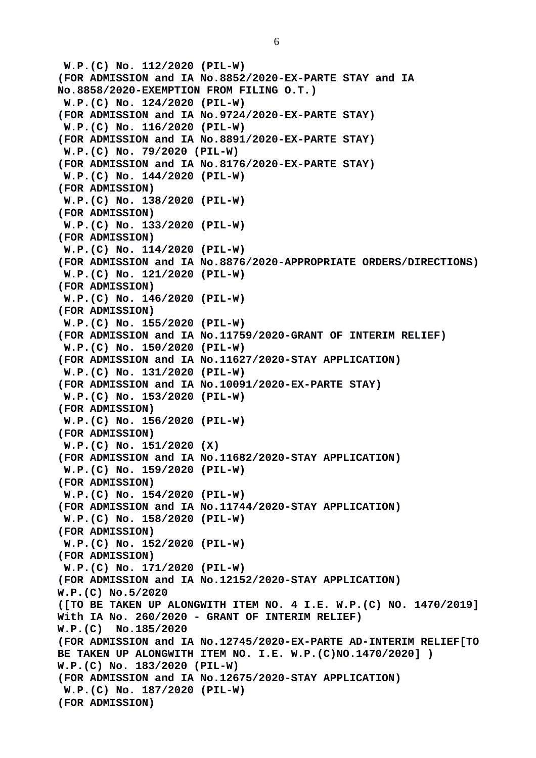**W.P.(C) No. 112/2020 (PIL-W)**
**(FOR ADMISSION and IA No.8852/2020-EX-PARTE STAY and IA No.8858/2020-EXEMPTION FROM FILING O.T.)**
**W.P.(C) No. 124/2020 (PIL-W)**
**(FOR ADMISSION and IA No.9724/2020-EX-PARTE STAY)**
**W.P.(C) No. 116/2020 (PIL-W)**
**(FOR ADMISSION and IA No.8891/2020-EX-PARTE STAY)**
**W.P.(C) No. 79/2020 (PIL-W)**
**(FOR ADMISSION and IA No.8176/2020-EX-PARTE STAY)**
**W.P.(C) No. 144/2020 (PIL-W)**
**(FOR ADMISSION)**
**W.P.(C) No. 138/2020 (PIL-W)**
**(FOR ADMISSION)**
**W.P.(C) No. 133/2020 (PIL-W)**
**(FOR ADMISSION)**
**W.P.(C) No. 114/2020 (PIL-W)**
**(FOR ADMISSION and IA No.8876/2020-APPROPRIATE ORDERS/DIRECTIONS)**
**W.P.(C) No. 121/2020 (PIL-W)**
**(FOR ADMISSION)**
**W.P.(C) No. 146/2020 (PIL-W)**
**(FOR ADMISSION)**
**W.P.(C) No. 155/2020 (PIL-W)**
**(FOR ADMISSION and IA No.11759/2020-GRANT OF INTERIM RELIEF)**
**W.P.(C) No. 150/2020 (PIL-W)**
**(FOR ADMISSION and IA No.11627/2020-STAY APPLICATION)**
**W.P.(C) No. 131/2020 (PIL-W)**
**(FOR ADMISSION and IA No.10091/2020-EX-PARTE STAY)**
**W.P.(C) No. 153/2020 (PIL-W)**
**(FOR ADMISSION)**
**W.P.(C) No. 156/2020 (PIL-W)**
**(FOR ADMISSION)**
**W.P.(C) No. 151/2020 (X)**
**(FOR ADMISSION and IA No.11682/2020-STAY APPLICATION)**
**W.P.(C) No. 159/2020 (PIL-W)**
**(FOR ADMISSION)**
**W.P.(C) No. 154/2020 (PIL-W)**
**(FOR ADMISSION and IA No.11744/2020-STAY APPLICATION)**
**W.P.(C) No. 158/2020 (PIL-W)**
**(FOR ADMISSION)**
**W.P.(C) No. 152/2020 (PIL-W)**
**(FOR ADMISSION)**
**W.P.(C) No. 171/2020 (PIL-W)**
**(FOR ADMISSION and IA No.12152/2020-STAY APPLICATION)**
**W.P.(C) No.5/2020**
**([TO BE TAKEN UP ALONGWITH ITEM NO. 4 I.E. W.P.(C) NO. 1470/2019] With IA No. 260/2020 - GRANT OF INTERIM RELIEF)**
**W.P.(C) No.185/2020**
**(FOR ADMISSION and IA No.12745/2020-EX-PARTE AD-INTERIM RELIEF[TO BE TAKEN UP ALONGWITH ITEM NO. I.E. W.P.(C)NO.1470/2020] )**
**W.P.(C) No. 183/2020 (PIL-W)**
**(FOR ADMISSION and IA No.12675/2020-STAY APPLICATION)**
**W.P.(C) No. 187/2020 (PIL-W)**
**(FOR ADMISSION)**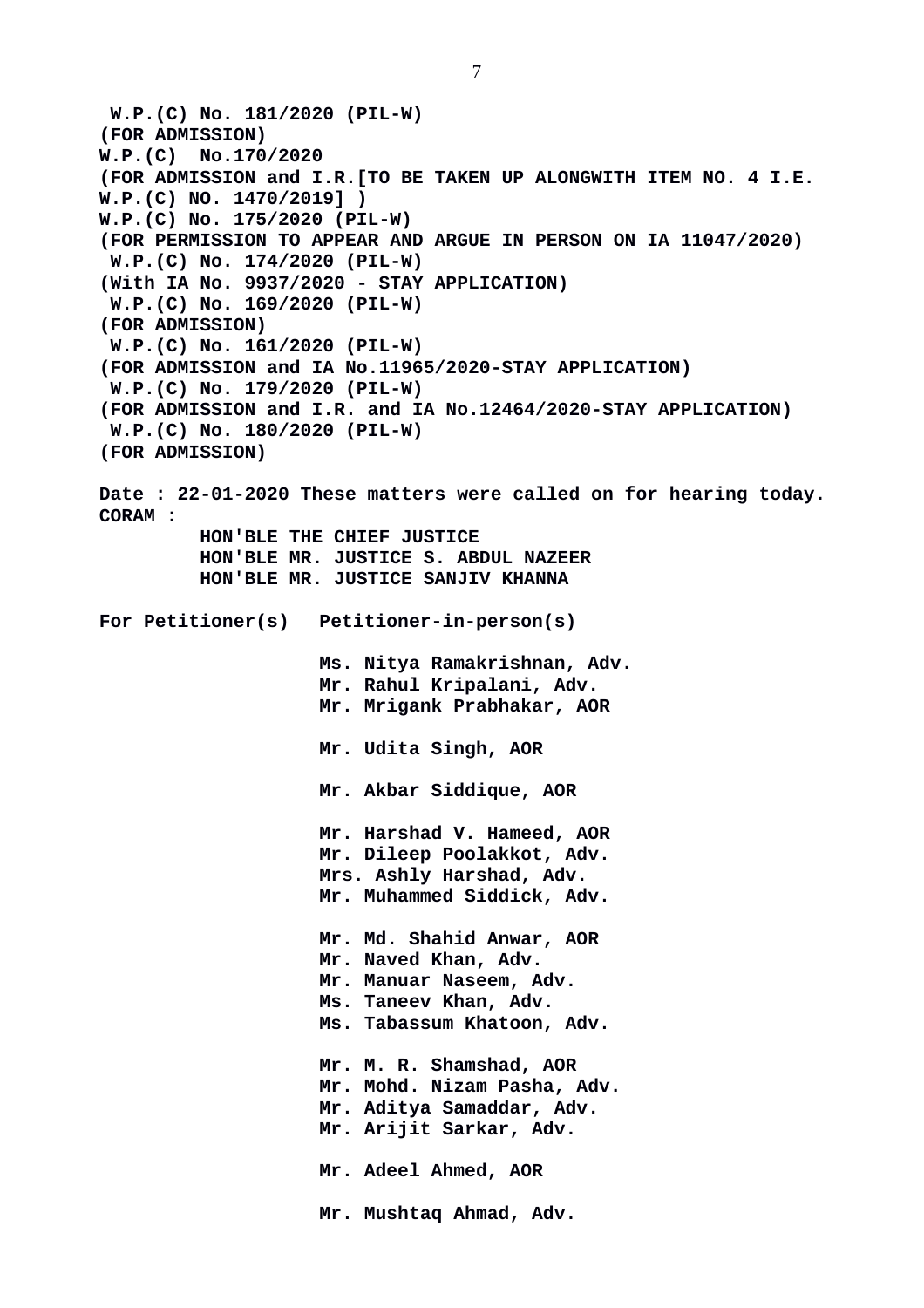**W.P.(C) No. 181/2020 (PIL-W)**
**(FOR ADMISSION)**
**W.P.(C) No.170/2020**
**(FOR ADMISSION and I.R.[TO BE TAKEN UP ALONGWITH ITEM NO. 4 I.E. W.P.(C) NO. 1470/2019] )**
**W.P.(C) No. 175/2020 (PIL-W)**
**(FOR PERMISSION TO APPEAR AND ARGUE IN PERSON ON IA 11047/2020)**
**W.P.(C) No. 174/2020 (PIL-W)**
**(With IA No. 9937/2020 - STAY APPLICATION)**
**W.P.(C) No. 169/2020 (PIL-W)**
**(FOR ADMISSION)**
**W.P.(C) No. 161/2020 (PIL-W)**
**(FOR ADMISSION and IA No.11965/2020-STAY APPLICATION)**
**W.P.(C) No. 179/2020 (PIL-W)**
**(FOR ADMISSION and I.R. and IA No.12464/2020-STAY APPLICATION)**
**W.P.(C) No. 180/2020 (PIL-W)**
**(FOR ADMISSION)**

**Date : 22-01-2020 These matters were called on for hearing today.**

**CORAM :**
**HON'BLE THE CHIEF JUSTICE**
**HON'BLE MR. JUSTICE S. ABDUL NAZEER**
**HON'BLE MR. JUSTICE SANJIV KHANNA**

**For Petitioner(s)** **Petitioner-in-person(s)**

**Ms. Nitya Ramakrishnan, Adv.**
**Mr. Rahul Kripalani, Adv.**
**Mr. Mrigank Prabhakar, AOR**

**Mr. Udita Singh, AOR**

**Mr. Akbar Siddique, AOR**

**Mr. Harshad V. Hameed, AOR**
**Mr. Dileep Poolakkot, Adv.**
**Mrs. Ashly Harshad, Adv.**
**Mr. Muhammed Siddick, Adv.**

**Mr. Md. Shahid Anwar, AOR**
**Mr. Naved Khan, Adv.**
**Mr. Manuar Naseem, Adv.**
**Ms. Taneev Khan, Adv.**
**Ms. Tabassum Khatoon, Adv.**

**Mr. M. R. Shamshad, AOR**
**Mr. Mohd. Nizam Pasha, Adv.**
**Mr. Aditya Samaddar, Adv.**
**Mr. Arijit Sarkar, Adv.**

**Mr. Adeel Ahmed, AOR**

**Mr. Mushtaq Ahmad, Adv.**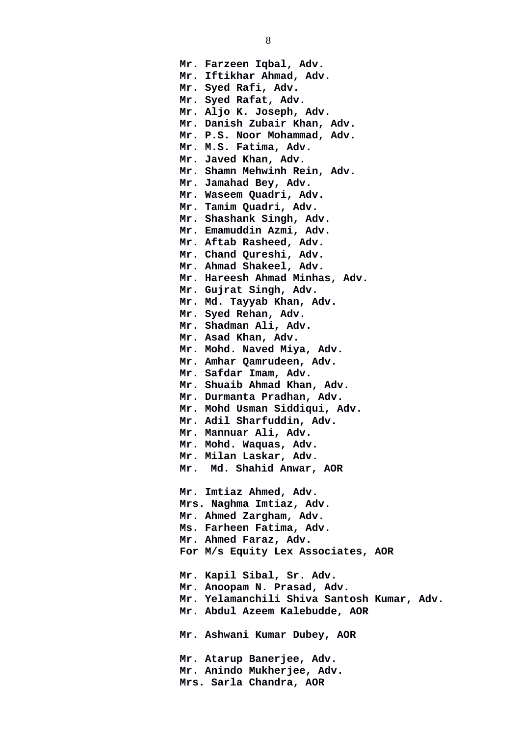**Mr. Farzeen Iqbal, Adv.**
**Mr. Iftikhar Ahmad, Adv.**
**Mr. Syed Rafi, Adv.**
**Mr. Syed Rafat, Adv.**
**Mr. Aljo K. Joseph, Adv.**
**Mr. Danish Zubair Khan, Adv.**
**Mr. P.S. Noor Mohammad, Adv.**
**Mr. M.S. Fatima, Adv.**
**Mr. Javed Khan, Adv.**
**Mr. Shamn Mehwinh Rein, Adv.**
**Mr. Jamahad Bey, Adv.**
**Mr. Waseem Quadri, Adv.**
**Mr. Tamim Quadri, Adv.**
**Mr. Shashank Singh, Adv.**
**Mr. Emamuddin Azmi, Adv.**
**Mr. Aftab Rasheed, Adv.**
**Mr. Chand Qureshi, Adv.**
**Mr. Ahmad Shakeel, Adv.**
**Mr. Hareesh Ahmad Minhas, Adv.**
**Mr. Gujrat Singh, Adv.**
**Mr. Md. Tayyab Khan, Adv.**
**Mr. Syed Rehan, Adv.**
**Mr. Shadman Ali, Adv.**
**Mr. Asad Khan, Adv.**
**Mr. Mohd. Naved Miya, Adv.**
**Mr. Amhar Qamrudeen, Adv.**
**Mr. Safdar Imam, Adv.**
**Mr. Shuaib Ahmad Khan, Adv.**
**Mr. Durmanta Pradhan, Adv.**
**Mr. Mohd Usman Siddiqui, Adv.**
**Mr. Adil Sharfuddin, Adv.**
**Mr. Mannuar Ali, Adv.**
**Mr. Mohd. Waquas, Adv.**
**Mr. Milan Laskar, Adv.**
**Mr. Md. Shahid Anwar, AOR**

**Mr. Imtiaz Ahmed, Adv.**
**Mrs. Naghma Imtiaz, Adv.**
**Mr. Ahmed Zargham, Adv.**
**Ms. Farheen Fatima, Adv.**
**Mr. Ahmed Faraz, Adv.**
**For M/s Equity Lex Associates, AOR**

**Mr. Kapil Sibal, Sr. Adv.**
**Mr. Anoopam N. Prasad, Adv.**
**Mr. Yelamanchili Shiva Santosh Kumar, Adv.**
**Mr. Abdul Azeem Kalebudde, AOR**

**Mr. Ashwani Kumar Dubey, AOR**

**Mr. Atarup Banerjee, Adv.**
**Mr. Anindo Mukherjee, Adv.**
**Mrs. Sarla Chandra, AOR**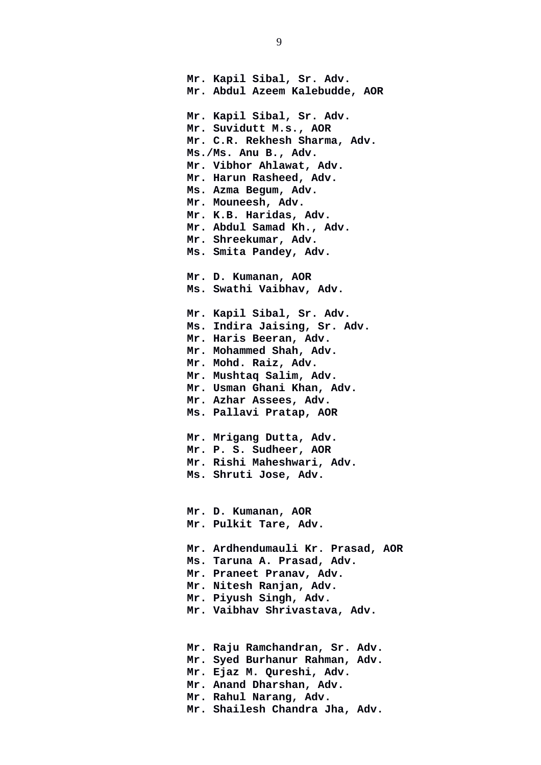**Mr. Kapil Sibal, Sr. Adv.**
**Mr. Abdul Azeem Kalebudde, AOR**

**Mr. Kapil Sibal, Sr. Adv.**
**Mr. Suvidutt M.s., AOR**
**Mr. C.R. Rekhesh Sharma, Adv.**
**Ms./Ms. Anu B., Adv.**
**Mr. Vibhor Ahlawat, Adv.**
**Mr. Harun Rasheed, Adv.**
**Ms. Azma Begum, Adv.**
**Mr. Mouneesh, Adv.**
**Mr. K.B. Haridas, Adv.**
**Mr. Abdul Samad Kh., Adv.**
**Mr. Shreekumar, Adv.**
**Ms. Smita Pandey, Adv.**

**Mr. D. Kumanan, AOR**
**Ms. Swathi Vaibhav, Adv.**

**Mr. Kapil Sibal, Sr. Adv.**
**Ms. Indira Jaising, Sr. Adv.**
**Mr. Haris Beeran, Adv.**
**Mr. Mohammed Shah, Adv.**
**Mr. Mohd. Raiz, Adv.**
**Mr. Mushtaq Salim, Adv.**
**Mr. Usman Ghani Khan, Adv.**
**Mr. Azhar Assees, Adv.**
**Ms. Pallavi Pratap, AOR**

**Mr. Mrigang Dutta, Adv.**
**Mr. P. S. Sudheer, AOR**
**Mr. Rishi Maheshwari, Adv.**
**Ms. Shruti Jose, Adv.**

**Mr. D. Kumanan, AOR**
**Mr. Pulkit Tare, Adv.**

**Mr. Ardhendumauli Kr. Prasad, AOR**
**Ms. Taruna A. Prasad, Adv.**
**Mr. Praneet Pranav, Adv.**
**Mr. Nitesh Ranjan, Adv.**
**Mr. Piyush Singh, Adv.**
**Mr. Vaibhav Shrivastava, Adv.**

**Mr. Raju Ramchandran, Sr. Adv.**
**Mr. Syed Burhanur Rahman, Adv.**
**Mr. Ejaz M. Qureshi, Adv.**
**Mr. Anand Dharshan, Adv.**
**Mr. Rahul Narang, Adv.**
**Mr. Shailesh Chandra Jha, Adv.**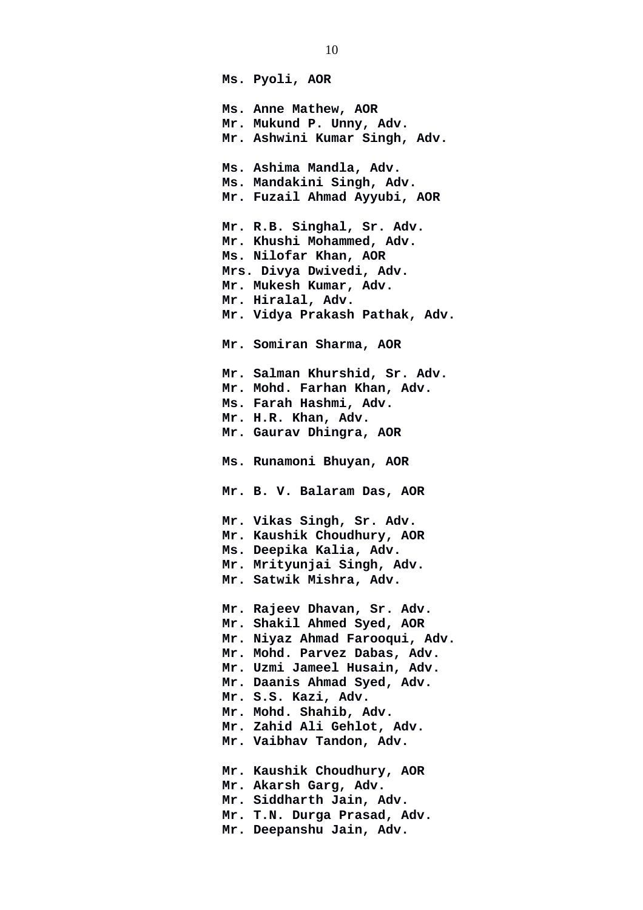**Ms. Pyoli, AOR**

**Ms. Anne Mathew, AOR**
**Mr. Mukund P. Unny, Adv.**
**Mr. Ashwini Kumar Singh, Adv.**

**Ms. Ashima Mandla, Adv.**
**Ms. Mandakini Singh, Adv.**
**Mr. Fuzail Ahmad Ayyubi, AOR**

**Mr. R.B. Singhal, Sr. Adv.**
**Mr. Khushi Mohammed, Adv.**
**Ms. Nilofar Khan, AOR**
**Mrs. Divya Dwivedi, Adv.**
**Mr. Mukesh Kumar, Adv.**
**Mr. Hiralal, Adv.**
**Mr. Vidya Prakash Pathak, Adv.**

**Mr. Somiran Sharma, AOR**

**Mr. Salman Khurshid, Sr. Adv.**
**Mr. Mohd. Farhan Khan, Adv.**
**Ms. Farah Hashmi, Adv.**
**Mr. H.R. Khan, Adv.**
**Mr. Gaurav Dhingra, AOR**

**Ms. Runamoni Bhuyan, AOR**

**Mr. B. V. Balaram Das, AOR**

**Mr. Vikas Singh, Sr. Adv.**
**Mr. Kaushik Choudhury, AOR**
**Ms. Deepika Kalia, Adv.**
**Mr. Mrityunjai Singh, Adv.**
**Mr. Satwik Mishra, Adv.**

**Mr. Rajeev Dhavan, Sr. Adv.**
**Mr. Shakil Ahmed Syed, AOR**
**Mr. Niyaz Ahmad Farooqui, Adv.**
**Mr. Mohd. Parvez Dabas, Adv.**
**Mr. Uzmi Jameel Husain, Adv.**
**Mr. Daanis Ahmad Syed, Adv.**
**Mr. S.S. Kazi, Adv.**
**Mr. Mohd. Shahib, Adv.**
**Mr. Zahid Ali Gehlot, Adv.**
**Mr. Vaibhav Tandon, Adv.**

**Mr. Kaushik Choudhury, AOR**
**Mr. Akarsh Garg, Adv.**
**Mr. Siddharth Jain, Adv.**
**Mr. T.N. Durga Prasad, Adv.**
**Mr. Deepanshu Jain, Adv.**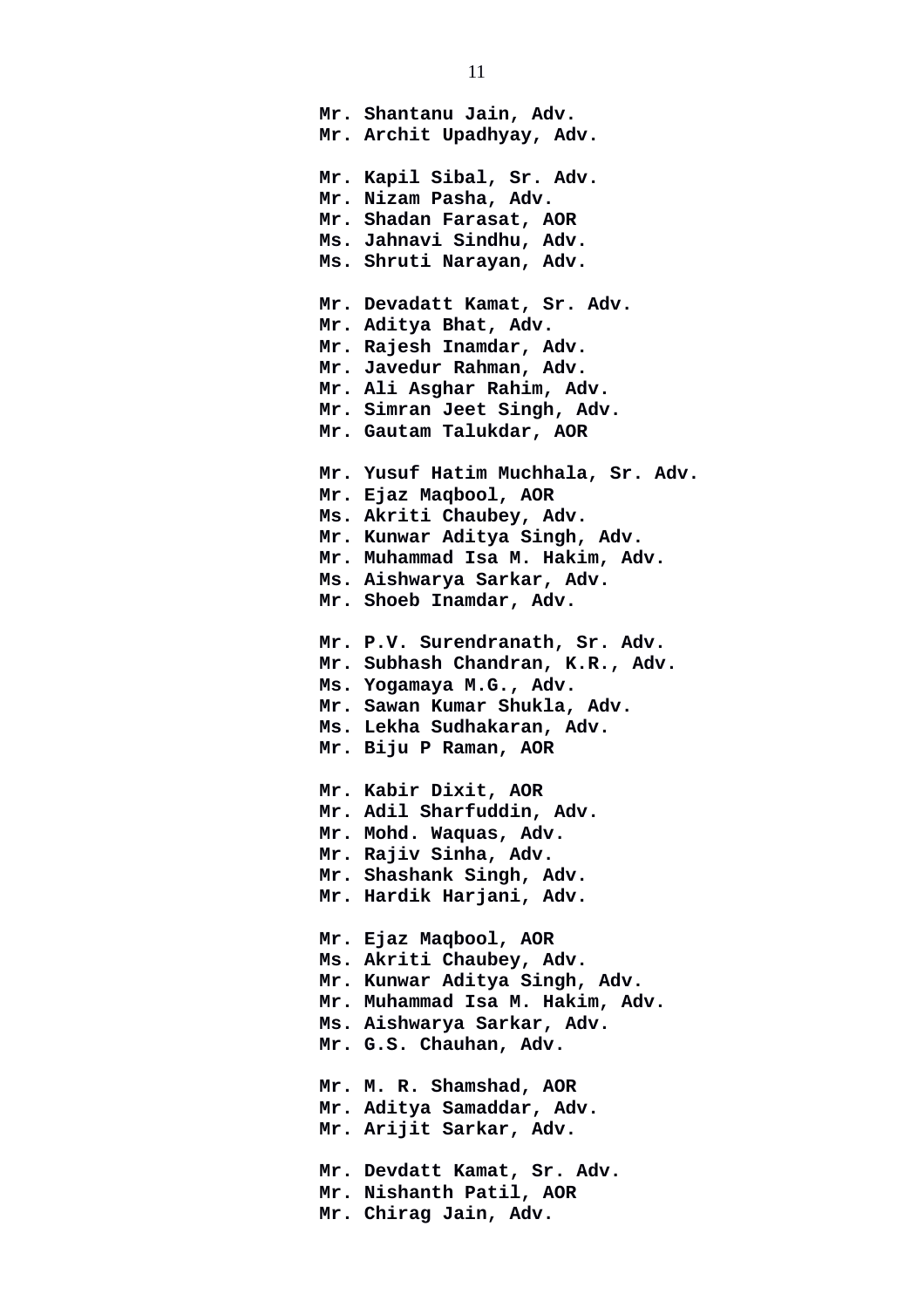**Mr. Shantanu Jain, Adv.**
**Mr. Archit Upadhyay, Adv.**

**Mr. Kapil Sibal, Sr. Adv.**
**Mr. Nizam Pasha, Adv.**
**Mr. Shadan Farasat, AOR**
**Ms. Jahnavi Sindhu, Adv.**
**Ms. Shruti Narayan, Adv.**

**Mr. Devadatt Kamat, Sr. Adv.**
**Mr. Aditya Bhat, Adv.**
**Mr. Rajesh Inamdar, Adv.**
**Mr. Javedur Rahman, Adv.**
**Mr. Ali Asghar Rahim, Adv.**
**Mr. Simran Jeet Singh, Adv.**
**Mr. Gautam Talukdar, AOR**

**Mr. Yusuf Hatim Muchhala, Sr. Adv.**
**Mr. Ejaz Maqbool, AOR**
**Ms. Akriti Chaubey, Adv.**
**Mr. Kunwar Aditya Singh, Adv.**
**Mr. Muhammad Isa M. Hakim, Adv.**
**Ms. Aishwarya Sarkar, Adv.**
**Mr. Shoeb Inamdar, Adv.**

**Mr. P.V. Surendranath, Sr. Adv.**
**Mr. Subhash Chandran, K.R., Adv.**
**Ms. Yogamaya M.G., Adv.**
**Mr. Sawan Kumar Shukla, Adv.**
**Ms. Lekha Sudhakaran, Adv.**
**Mr. Biju P Raman, AOR**

**Mr. Kabir Dixit, AOR**
**Mr. Adil Sharfuddin, Adv.**
**Mr. Mohd. Waquas, Adv.**
**Mr. Rajiv Sinha, Adv.**
**Mr. Shashank Singh, Adv.**
**Mr. Hardik Harjani, Adv.**

**Mr. Ejaz Maqbool, AOR**
**Ms. Akriti Chaubey, Adv.**
**Mr. Kunwar Aditya Singh, Adv.**
**Mr. Muhammad Isa M. Hakim, Adv.**
**Ms. Aishwarya Sarkar, Adv.**
**Mr. G.S. Chauhan, Adv.**

**Mr. M. R. Shamshad, AOR**
**Mr. Aditya Samaddar, Adv.**
**Mr. Arijit Sarkar, Adv.**

**Mr. Devdatt Kamat, Sr. Adv.**
**Mr. Nishanth Patil, AOR**
**Mr. Chirag Jain, Adv.**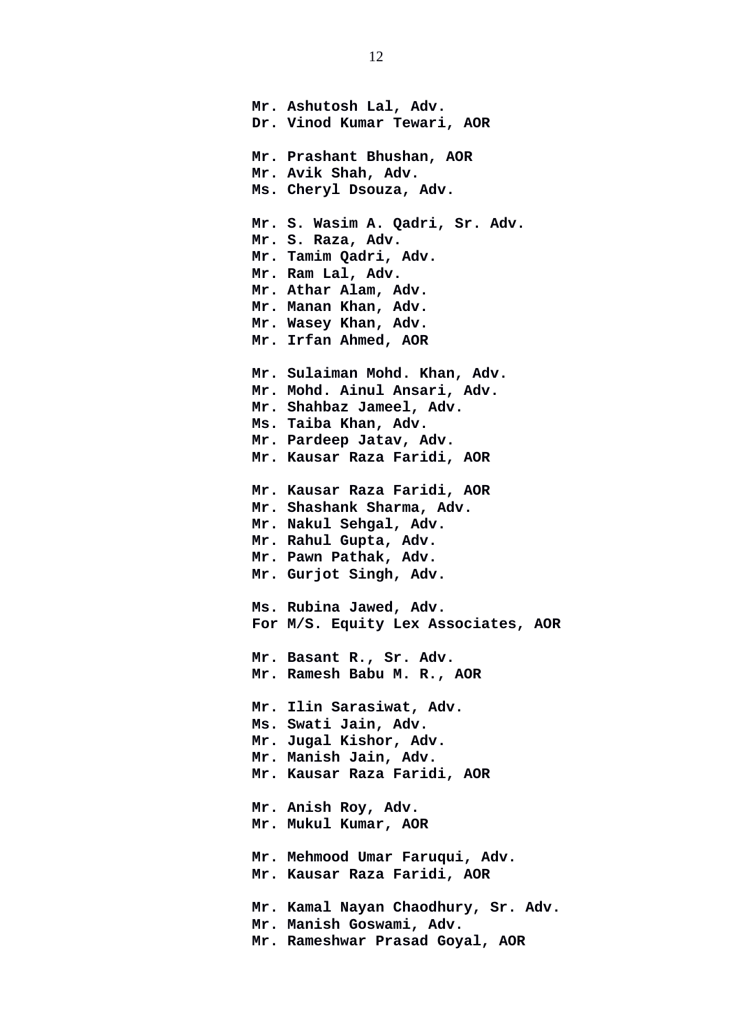**Mr. Ashutosh Lal, Adv.**
**Dr. Vinod Kumar Tewari, AOR**

**Mr. Prashant Bhushan, AOR**
**Mr. Avik Shah, Adv.**
**Ms. Cheryl Dsouza, Adv.**

**Mr. S. Wasim A. Qadri, Sr. Adv.**
**Mr. S. Raza, Adv.**
**Mr. Tamim Qadri, Adv.**
**Mr. Ram Lal, Adv.**
**Mr. Athar Alam, Adv.**
**Mr. Manan Khan, Adv.**
**Mr. Wasey Khan, Adv.**
**Mr. Irfan Ahmed, AOR**

**Mr. Sulaiman Mohd. Khan, Adv.**
**Mr. Mohd. Ainul Ansari, Adv.**
**Mr. Shahbaz Jameel, Adv.**
**Ms. Taiba Khan, Adv.**
**Mr. Pardeep Jatav, Adv.**
**Mr. Kausar Raza Faridi, AOR**

**Mr. Kausar Raza Faridi, AOR**
**Mr. Shashank Sharma, Adv.**
**Mr. Nakul Sehgal, Adv.**
**Mr. Rahul Gupta, Adv.**
**Mr. Pawn Pathak, Adv.**
**Mr. Gurjot Singh, Adv.**

**Ms. Rubina Jawed, Adv.**
**For M/S. Equity Lex Associates, AOR**

**Mr. Basant R., Sr. Adv.**
**Mr. Ramesh Babu M. R., AOR**

**Mr. Ilin Sarasiwat, Adv.**
**Ms. Swati Jain, Adv.**
**Mr. Jugal Kishor, Adv.**
**Mr. Manish Jain, Adv.**
**Mr. Kausar Raza Faridi, AOR**

**Mr. Anish Roy, Adv.**
**Mr. Mukul Kumar, AOR**

**Mr. Mehmood Umar Faruqui, Adv.**
**Mr. Kausar Raza Faridi, AOR**

**Mr. Kamal Nayan Chaodhury, Sr. Adv.**
**Mr. Manish Goswami, Adv.**
**Mr. Rameshwar Prasad Goyal, AOR**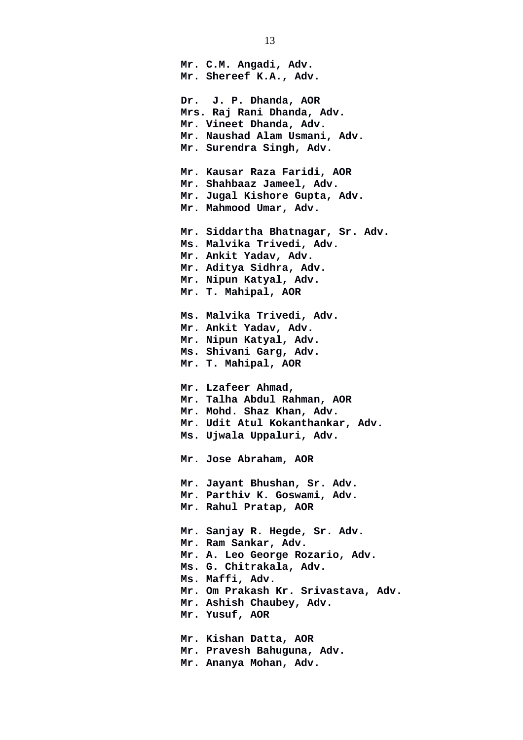**Mr. C.M. Angadi, Adv.**
**Mr. Shereef K.A., Adv.**

**Dr. J. P. Dhanda, AOR**
**Mrs. Raj Rani Dhanda, Adv.**
**Mr. Vineet Dhanda, Adv.**
**Mr. Naushad Alam Usmani, Adv.**
**Mr. Surendra Singh, Adv.**

**Mr. Kausar Raza Faridi, AOR**
**Mr. Shahbaaz Jameel, Adv.**
**Mr. Jugal Kishore Gupta, Adv.**
**Mr. Mahmood Umar, Adv.**

**Mr. Siddartha Bhatnagar, Sr. Adv.**
**Ms. Malvika Trivedi, Adv.**
**Mr. Ankit Yadav, Adv.**
**Mr. Aditya Sidhra, Adv.**
**Mr. Nipun Katyal, Adv.**
**Mr. T. Mahipal, AOR**

**Ms. Malvika Trivedi, Adv.**
**Mr. Ankit Yadav, Adv.**
**Mr. Nipun Katyal, Adv.**
**Ms. Shivani Garg, Adv.**
**Mr. T. Mahipal, AOR**

**Mr. Lzafeer Ahmad,**
**Mr. Talha Abdul Rahman, AOR**
**Mr. Mohd. Shaz Khan, Adv.**
**Mr. Udit Atul Kokanthankar, Adv.**
**Ms. Ujwala Uppaluri, Adv.**

**Mr. Jose Abraham, AOR**

**Mr. Jayant Bhushan, Sr. Adv.**
**Mr. Parthiv K. Goswami, Adv.**
**Mr. Rahul Pratap, AOR**

**Mr. Sanjay R. Hegde, Sr. Adv.**
**Mr. Ram Sankar, Adv.**
**Mr. A. Leo George Rozario, Adv.**
**Ms. G. Chitrakala, Adv.**
**Ms. Maffi, Adv.**
**Mr. Om Prakash Kr. Srivastava, Adv.**
**Mr. Ashish Chaubey, Adv.**
**Mr. Yusuf, AOR**

**Mr. Kishan Datta, AOR**
**Mr. Pravesh Bahuguna, Adv.**
**Mr. Ananya Mohan, Adv.**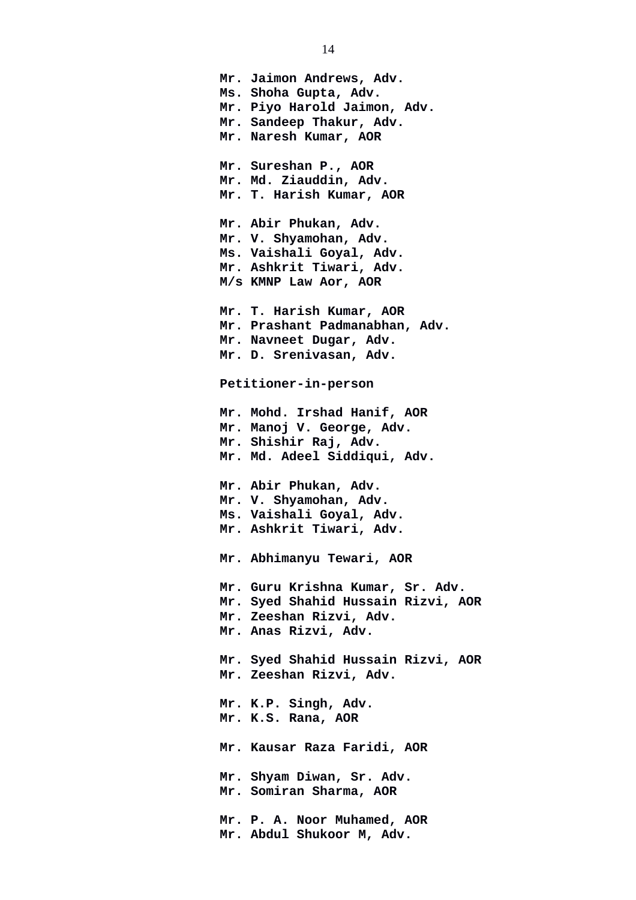**Mr. Jaimon Andrews, Adv.**
**Ms. Shoha Gupta, Adv.**
**Mr. Piyo Harold Jaimon, Adv.**
**Mr. Sandeep Thakur, Adv.**
**Mr. Naresh Kumar, AOR**

**Mr. Sureshan P., AOR**
**Mr. Md. Ziauddin, Adv.**
**Mr. T. Harish Kumar, AOR**

**Mr. Abir Phukan, Adv.**
**Mr. V. Shyamohan, Adv.**
**Ms. Vaishali Goyal, Adv.**
**Mr. Ashkrit Tiwari, Adv.**
**M/s KMNP Law Aor, AOR**

**Mr. T. Harish Kumar, AOR**
**Mr. Prashant Padmanabhan, Adv.**
**Mr. Navneet Dugar, Adv.**
**Mr. D. Srenivasan, Adv.**

**Petitioner-in-person**

**Mr. Mohd. Irshad Hanif, AOR**
**Mr. Manoj V. George, Adv.**
**Mr. Shishir Raj, Adv.**
**Mr. Md. Adeel Siddiqui, Adv.**

**Mr. Abir Phukan, Adv.**
**Mr. V. Shyamohan, Adv.**
**Ms. Vaishali Goyal, Adv.**
**Mr. Ashkrit Tiwari, Adv.**

**Mr. Abhimanyu Tewari, AOR**

**Mr. Guru Krishna Kumar, Sr. Adv.**
**Mr. Syed Shahid Hussain Rizvi, AOR**
**Mr. Zeeshan Rizvi, Adv.**
**Mr. Anas Rizvi, Adv.**

**Mr. Syed Shahid Hussain Rizvi, AOR**
**Mr. Zeeshan Rizvi, Adv.**

**Mr. K.P. Singh, Adv.**
**Mr. K.S. Rana, AOR**

**Mr. Kausar Raza Faridi, AOR**

**Mr. Shyam Diwan, Sr. Adv.**
**Mr. Somiran Sharma, AOR**

**Mr. P. A. Noor Muhamed, AOR**
**Mr. Abdul Shukoor M, Adv.**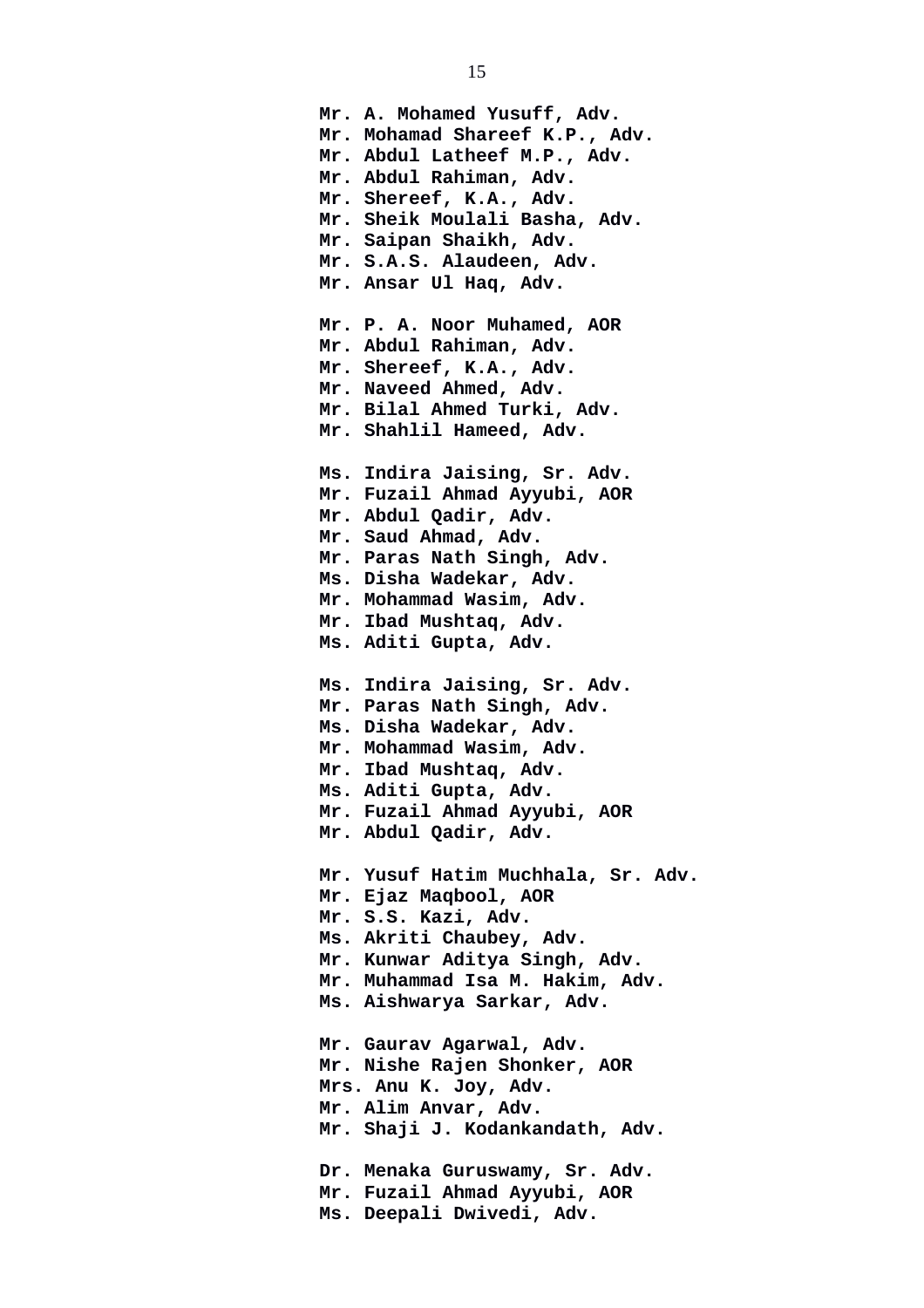**Mr. A. Mohamed Yusuff, Adv.**
**Mr. Mohamad Shareef K.P., Adv.**
**Mr. Abdul Latheef M.P., Adv.**
**Mr. Abdul Rahiman, Adv.**
**Mr. Shereef, K.A., Adv.**
**Mr. Sheik Moulali Basha, Adv.**
**Mr. Saipan Shaikh, Adv.**
**Mr. S.A.S. Alaudeen, Adv.**
**Mr. Ansar Ul Haq, Adv.**

**Mr. P. A. Noor Muhamed, AOR**
**Mr. Abdul Rahiman, Adv.**
**Mr. Shereef, K.A., Adv.**
**Mr. Naveed Ahmed, Adv.**
**Mr. Bilal Ahmed Turki, Adv.**
**Mr. Shahlil Hameed, Adv.**

**Ms. Indira Jaising, Sr. Adv.**
**Mr. Fuzail Ahmad Ayyubi, AOR**
**Mr. Abdul Qadir, Adv.**
**Mr. Saud Ahmad, Adv.**
**Mr. Paras Nath Singh, Adv.**
**Ms. Disha Wadekar, Adv.**
**Mr. Mohammad Wasim, Adv.**
**Mr. Ibad Mushtaq, Adv.**
**Ms. Aditi Gupta, Adv.**

**Ms. Indira Jaising, Sr. Adv.**
**Mr. Paras Nath Singh, Adv.**
**Ms. Disha Wadekar, Adv.**
**Mr. Mohammad Wasim, Adv.**
**Mr. Ibad Mushtaq, Adv.**
**Ms. Aditi Gupta, Adv.**
**Mr. Fuzail Ahmad Ayyubi, AOR**
**Mr. Abdul Qadir, Adv.**

**Mr. Yusuf Hatim Muchhala, Sr. Adv.**
**Mr. Ejaz Maqbool, AOR**
**Mr. S.S. Kazi, Adv.**
**Ms. Akriti Chaubey, Adv.**
**Mr. Kunwar Aditya Singh, Adv.**
**Mr. Muhammad Isa M. Hakim, Adv.**
**Ms. Aishwarya Sarkar, Adv.**

**Mr. Gaurav Agarwal, Adv.**
**Mr. Nishe Rajen Shonker, AOR**
**Mrs. Anu K. Joy, Adv.**
**Mr. Alim Anvar, Adv.**
**Mr. Shaji J. Kodankandath, Adv.**

**Dr. Menaka Guruswamy, Sr. Adv.**
**Mr. Fuzail Ahmad Ayyubi, AOR**
**Ms. Deepali Dwivedi, Adv.**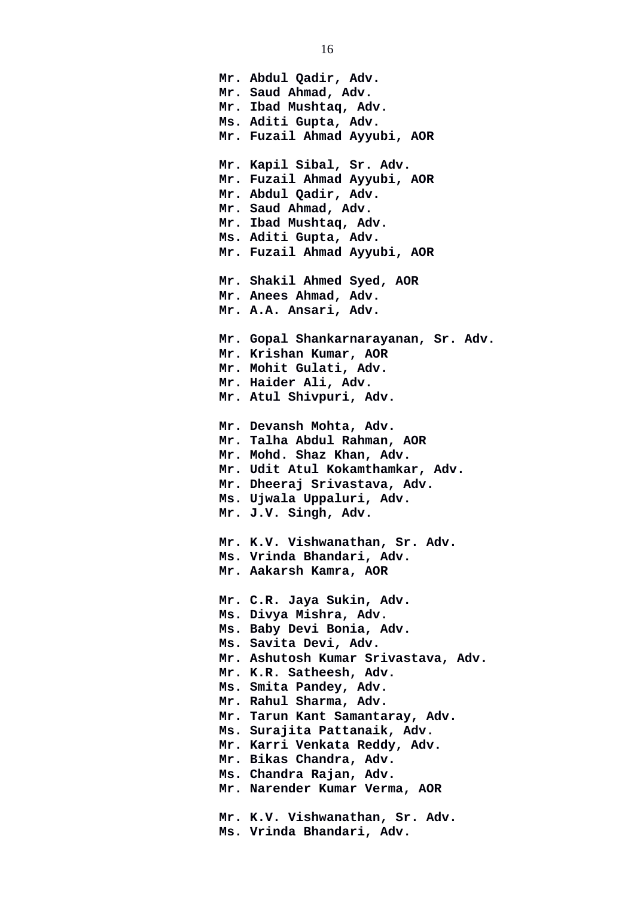**Mr. Abdul Qadir, Adv.**
**Mr. Saud Ahmad, Adv.**
**Mr. Ibad Mushtaq, Adv.**
**Ms. Aditi Gupta, Adv.**
**Mr. Fuzail Ahmad Ayyubi, AOR**

**Mr. Kapil Sibal, Sr. Adv.**
**Mr. Fuzail Ahmad Ayyubi, AOR**
**Mr. Abdul Qadir, Adv.**
**Mr. Saud Ahmad, Adv.**
**Mr. Ibad Mushtaq, Adv.**
**Ms. Aditi Gupta, Adv.**
**Mr. Fuzail Ahmad Ayyubi, AOR**

**Mr. Shakil Ahmed Syed, AOR**
**Mr. Anees Ahmad, Adv.**
**Mr. A.A. Ansari, Adv.**

**Mr. Gopal Shankarnarayanan, Sr. Adv.**
**Mr. Krishan Kumar, AOR**
**Mr. Mohit Gulati, Adv.**
**Mr. Haider Ali, Adv.**
**Mr. Atul Shivpuri, Adv.**

**Mr. Devansh Mohta, Adv.**
**Mr. Talha Abdul Rahman, AOR**
**Mr. Mohd. Shaz Khan, Adv.**
**Mr. Udit Atul Kokamthamkar, Adv.**
**Mr. Dheeraj Srivastava, Adv.**
**Ms. Ujwala Uppaluri, Adv.**
**Mr. J.V. Singh, Adv.**

**Mr. K.V. Vishwanathan, Sr. Adv.**
**Ms. Vrinda Bhandari, Adv.**
**Mr. Aakarsh Kamra, AOR**

**Mr. C.R. Jaya Sukin, Adv.**
**Ms. Divya Mishra, Adv.**
**Ms. Baby Devi Bonia, Adv.**
**Ms. Savita Devi, Adv.**
**Mr. Ashutosh Kumar Srivastava, Adv.**
**Mr. K.R. Satheesh, Adv.**
**Ms. Smita Pandey, Adv.**
**Mr. Rahul Sharma, Adv.**
**Mr. Tarun Kant Samantaray, Adv.**
**Ms. Surajita Pattanaik, Adv.**
**Mr. Karri Venkata Reddy, Adv.**
**Mr. Bikas Chandra, Adv.**
**Ms. Chandra Rajan, Adv.**
**Mr. Narender Kumar Verma, AOR**

**Mr. K.V. Vishwanathan, Sr. Adv.**
**Ms. Vrinda Bhandari, Adv.**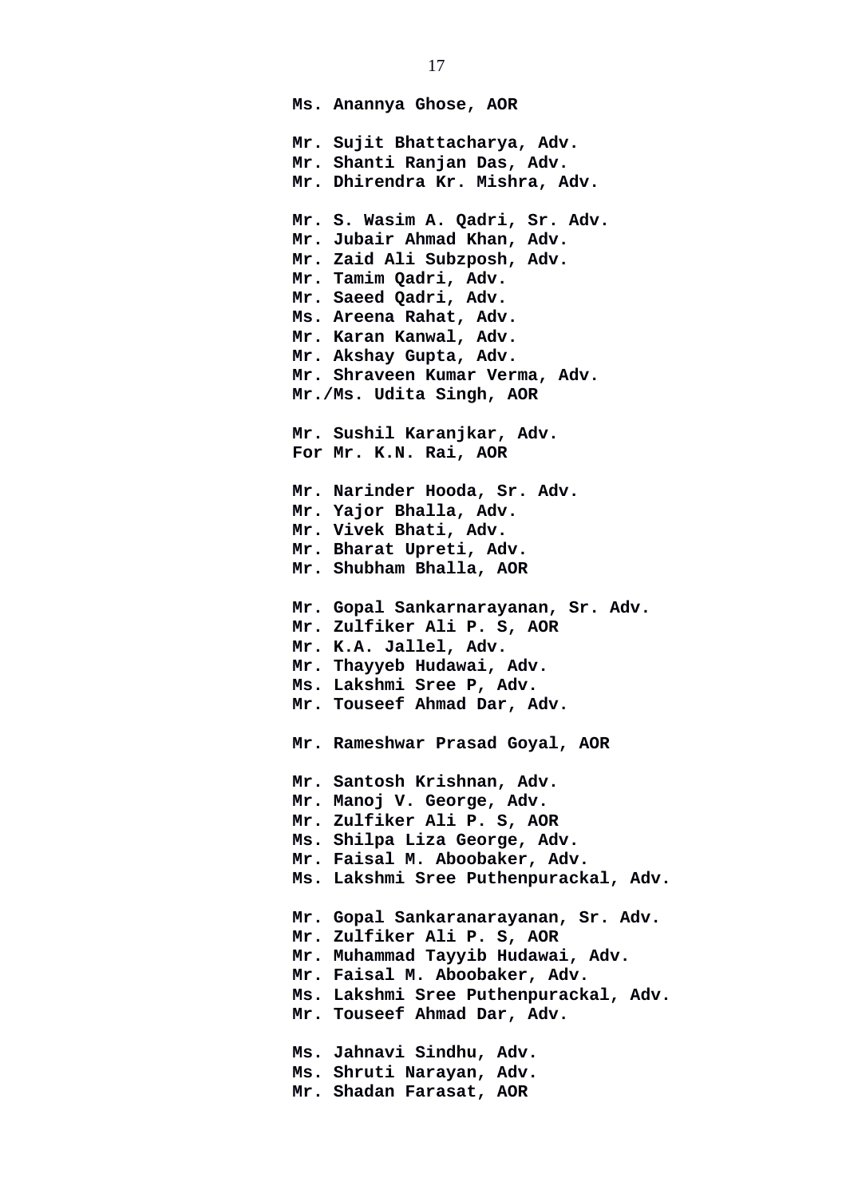**Ms. Anannya Ghose, AOR**

**Mr. Sujit Bhattacharya, Adv.**
**Mr. Shanti Ranjan Das, Adv.**
**Mr. Dhirendra Kr. Mishra, Adv.**

**Mr. S. Wasim A. Qadri, Sr. Adv.**
**Mr. Jubair Ahmad Khan, Adv.**
**Mr. Zaid Ali Subzposh, Adv.**
**Mr. Tamim Qadri, Adv.**
**Mr. Saeed Qadri, Adv.**
**Ms. Areena Rahat, Adv.**
**Mr. Karan Kanwal, Adv.**
**Mr. Akshay Gupta, Adv.**
**Mr. Shraveen Kumar Verma, Adv.**
**Mr./Ms. Udita Singh, AOR**

**Mr. Sushil Karanjkar, Adv.**
**For Mr. K.N. Rai, AOR**

**Mr. Narinder Hooda, Sr. Adv.**
**Mr. Yajor Bhalla, Adv.**
**Mr. Vivek Bhati, Adv.**
**Mr. Bharat Upreti, Adv.**
**Mr. Shubham Bhalla, AOR**

**Mr. Gopal Sankarnarayanan, Sr. Adv.**
**Mr. Zulfiker Ali P. S, AOR**
**Mr. K.A. Jallel, Adv.**
**Mr. Thayyeb Hudawai, Adv.**
**Ms. Lakshmi Sree P, Adv.**
**Mr. Touseef Ahmad Dar, Adv.**

**Mr. Rameshwar Prasad Goyal, AOR**

**Mr. Santosh Krishnan, Adv.**
**Mr. Manoj V. George, Adv.**
**Mr. Zulfiker Ali P. S, AOR**
**Ms. Shilpa Liza George, Adv.**
**Mr. Faisal M. Aboobaker, Adv.**
**Ms. Lakshmi Sree Puthenpurackal, Adv.**

**Mr. Gopal Sankaranarayanan, Sr. Adv.**
**Mr. Zulfiker Ali P. S, AOR**
**Mr. Muhammad Tayyib Hudawai, Adv.**
**Mr. Faisal M. Aboobaker, Adv.**
**Ms. Lakshmi Sree Puthenpurackal, Adv.**
**Mr. Touseef Ahmad Dar, Adv.**

**Ms. Jahnavi Sindhu, Adv.**
**Ms. Shruti Narayan, Adv.**
**Mr. Shadan Farasat, AOR**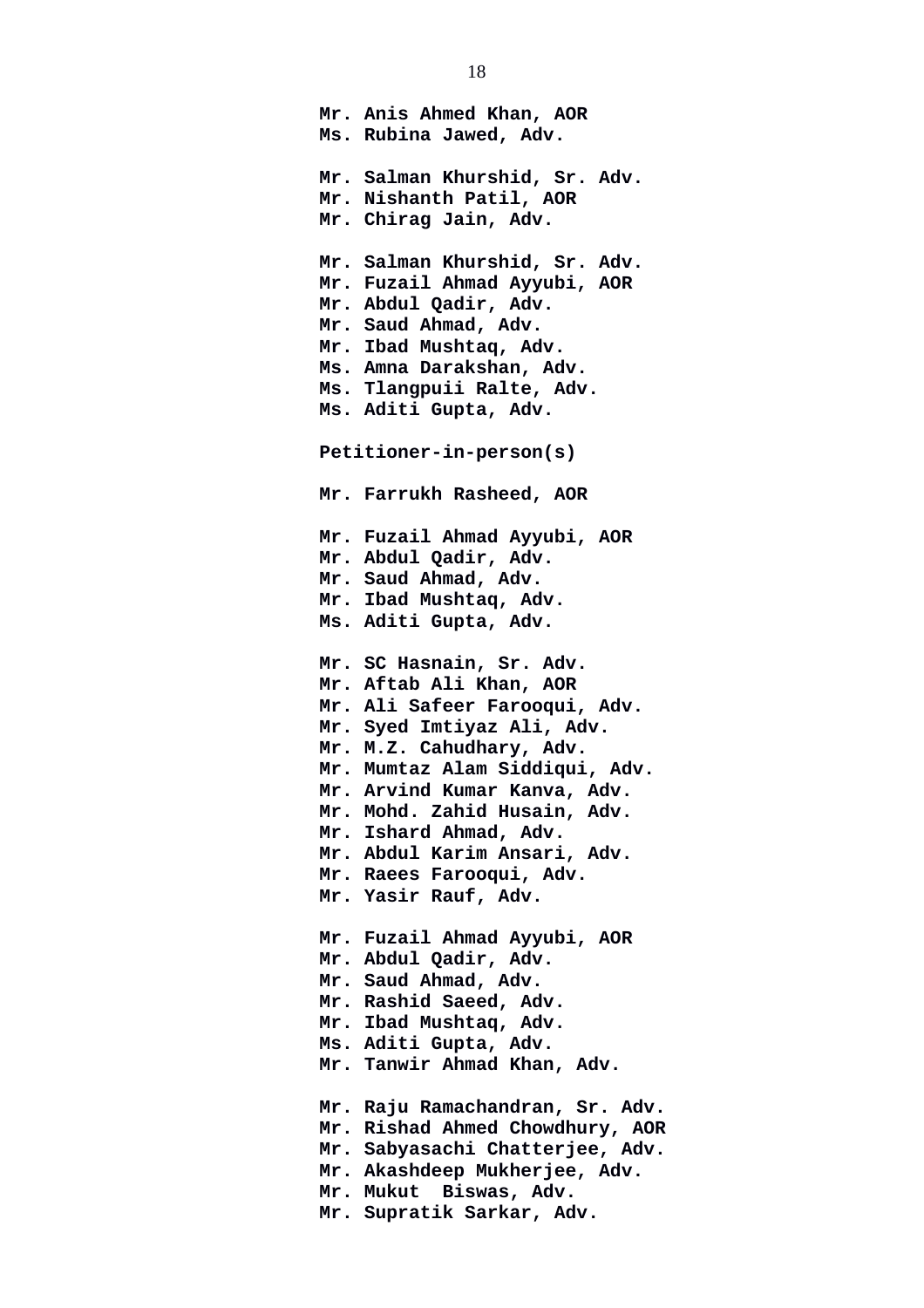**Mr. Anis Ahmed Khan, AOR**
**Ms. Rubina Jawed, Adv.**

**Mr. Salman Khurshid, Sr. Adv.**
**Mr. Nishanth Patil, AOR**
**Mr. Chirag Jain, Adv.**

**Mr. Salman Khurshid, Sr. Adv.**
**Mr. Fuzail Ahmad Ayyubi, AOR**
**Mr. Abdul Qadir, Adv.**
**Mr. Saud Ahmad, Adv.**
**Mr. Ibad Mushtaq, Adv.**
**Ms. Amna Darakshan, Adv.**
**Ms. Tlangpuii Ralte, Adv.**
**Ms. Aditi Gupta, Adv.**

**Petitioner-in-person(s)**

**Mr. Farrukh Rasheed, AOR**

**Mr. Fuzail Ahmad Ayyubi, AOR**
**Mr. Abdul Qadir, Adv.**
**Mr. Saud Ahmad, Adv.**
**Mr. Ibad Mushtaq, Adv.**
**Ms. Aditi Gupta, Adv.**

**Mr. SC Hasnain, Sr. Adv.**
**Mr. Aftab Ali Khan, AOR**
**Mr. Ali Safeer Farooqui, Adv.**
**Mr. Syed Imtiyaz Ali, Adv.**
**Mr. M.Z. Cahudhary, Adv.**
**Mr. Mumtaz Alam Siddiqui, Adv.**
**Mr. Arvind Kumar Kanva, Adv.**
**Mr. Mohd. Zahid Husain, Adv.**
**Mr. Ishard Ahmad, Adv.**
**Mr. Abdul Karim Ansari, Adv.**
**Mr. Raees Farooqui, Adv.**
**Mr. Yasir Rauf, Adv.**

**Mr. Fuzail Ahmad Ayyubi, AOR**
**Mr. Abdul Qadir, Adv.**
**Mr. Saud Ahmad, Adv.**
**Mr. Rashid Saeed, Adv.**
**Mr. Ibad Mushtaq, Adv.**
**Ms. Aditi Gupta, Adv.**
**Mr. Tanwir Ahmad Khan, Adv.**

**Mr. Raju Ramachandran, Sr. Adv.**
**Mr. Rishad Ahmed Chowdhury, AOR**
**Mr. Sabyasachi Chatterjee, Adv.**
**Mr. Akashdeep Mukherjee, Adv.**
**Mr. Mukut Biswas, Adv.**
**Mr. Supratik Sarkar, Adv.**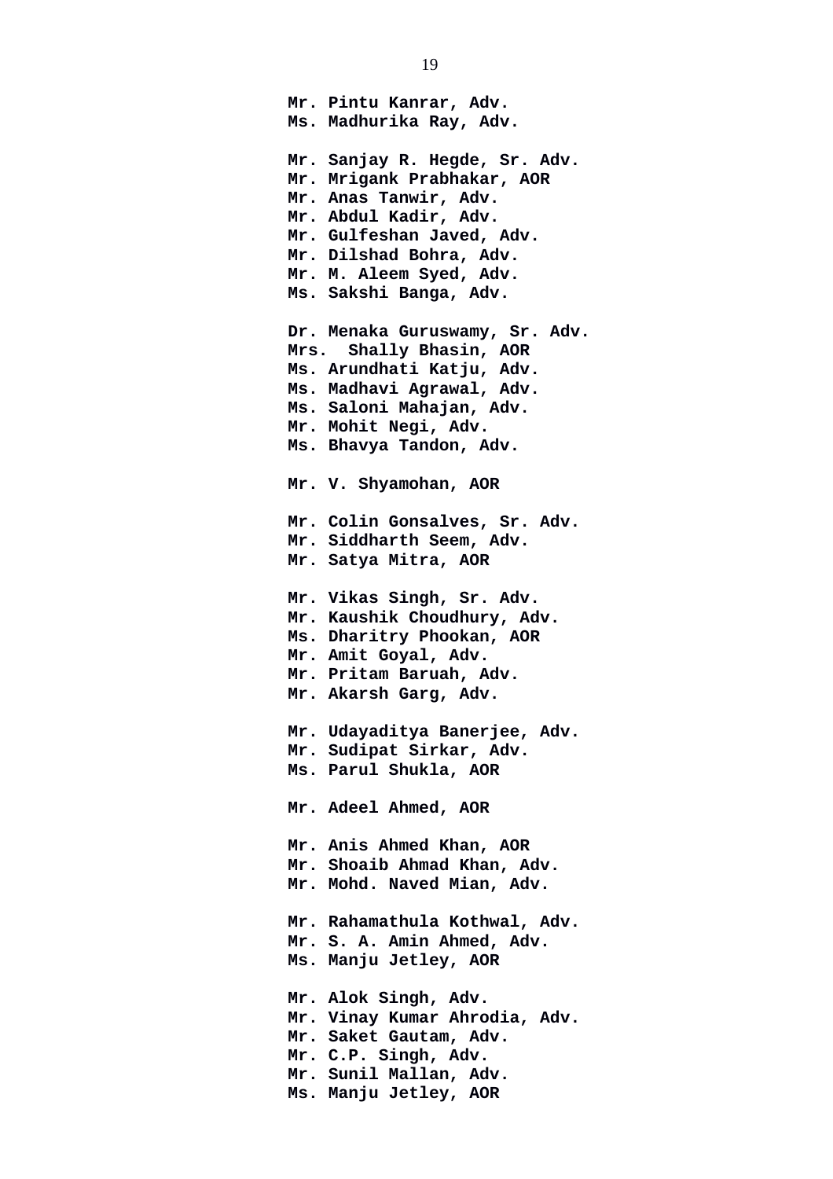**Mr. Pintu Kanrar, Adv.**
**Ms. Madhurika Ray, Adv.**

**Mr. Sanjay R. Hegde, Sr. Adv.**
**Mr. Mrigank Prabhakar, AOR**
**Mr. Anas Tanwir, Adv.**
**Mr. Abdul Kadir, Adv.**
**Mr. Gulfeshan Javed, Adv.**
**Mr. Dilshad Bohra, Adv.**
**Mr. M. Aleem Syed, Adv.**
**Ms. Sakshi Banga, Adv.**

**Dr. Menaka Guruswamy, Sr. Adv.**
**Mrs. Shally Bhasin, AOR**
**Ms. Arundhati Katju, Adv.**
**Ms. Madhavi Agrawal, Adv.**
**Ms. Saloni Mahajan, Adv.**
**Mr. Mohit Negi, Adv.**
**Ms. Bhavya Tandon, Adv.**

**Mr. V. Shyamohan, AOR**

**Mr. Colin Gonsalves, Sr. Adv.**
**Mr. Siddharth Seem, Adv.**
**Mr. Satya Mitra, AOR**

**Mr. Vikas Singh, Sr. Adv.**
**Mr. Kaushik Choudhury, Adv.**
**Ms. Dharitry Phookan, AOR**
**Mr. Amit Goyal, Adv.**
**Mr. Pritam Baruah, Adv.**
**Mr. Akarsh Garg, Adv.**

**Mr. Udayaditya Banerjee, Adv.**
**Mr. Sudipat Sirkar, Adv.**
**Ms. Parul Shukla, AOR**

**Mr. Adeel Ahmed, AOR**

**Mr. Anis Ahmed Khan, AOR**
**Mr. Shoaib Ahmad Khan, Adv.**
**Mr. Mohd. Naved Mian, Adv.**

**Mr. Rahamathula Kothwal, Adv.**
**Mr. S. A. Amin Ahmed, Adv.**
**Ms. Manju Jetley, AOR**

**Mr. Alok Singh, Adv.**
**Mr. Vinay Kumar Ahrodia, Adv.**
**Mr. Saket Gautam, Adv.**
**Mr. C.P. Singh, Adv.**
**Mr. Sunil Mallan, Adv.**
**Ms. Manju Jetley, AOR**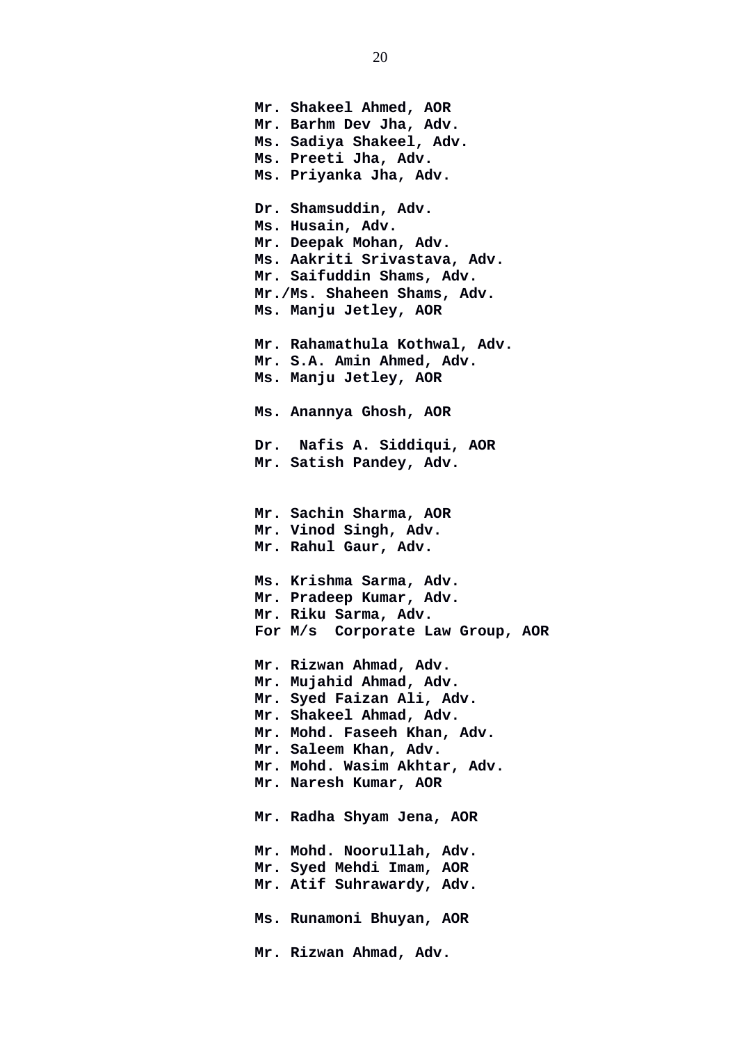**Mr. Shakeel Ahmed, AOR**
**Mr. Barhm Dev Jha, Adv.**
**Ms. Sadiya Shakeel, Adv.**
**Ms. Preeti Jha, Adv.**
**Ms. Priyanka Jha, Adv.**

**Dr. Shamsuddin, Adv.**
**Ms. Husain, Adv.**
**Mr. Deepak Mohan, Adv.**
**Ms. Aakriti Srivastava, Adv.**
**Mr. Saifuddin Shams, Adv.**
**Mr./Ms. Shaheen Shams, Adv.**
**Ms. Manju Jetley, AOR**

**Mr. Rahamathula Kothwal, Adv.**
**Mr. S.A. Amin Ahmed, Adv.**
**Ms. Manju Jetley, AOR**

**Ms. Anannya Ghosh, AOR**

**Dr. Nafis A. Siddiqui, AOR**
**Mr. Satish Pandey, Adv.**

**Mr. Sachin Sharma, AOR**
**Mr. Vinod Singh, Adv.**
**Mr. Rahul Gaur, Adv.**

**Ms. Krishma Sarma, Adv.**
**Mr. Pradeep Kumar, Adv.**
**Mr. Riku Sarma, Adv.**
**For M/s Corporate Law Group, AOR**

**Mr. Rizwan Ahmad, Adv.**
**Mr. Mujahid Ahmad, Adv.**
**Mr. Syed Faizan Ali, Adv.**
**Mr. Shakeel Ahmad, Adv.**
**Mr. Mohd. Faseeh Khan, Adv.**
**Mr. Saleem Khan, Adv.**
**Mr. Mohd. Wasim Akhtar, Adv.**
**Mr. Naresh Kumar, AOR**

**Mr. Radha Shyam Jena, AOR**

**Mr. Mohd. Noorullah, Adv.**
**Mr. Syed Mehdi Imam, AOR**
**Mr. Atif Suhrawardy, Adv.**

**Ms. Runamoni Bhuyan, AOR**

**Mr. Rizwan Ahmad, Adv.**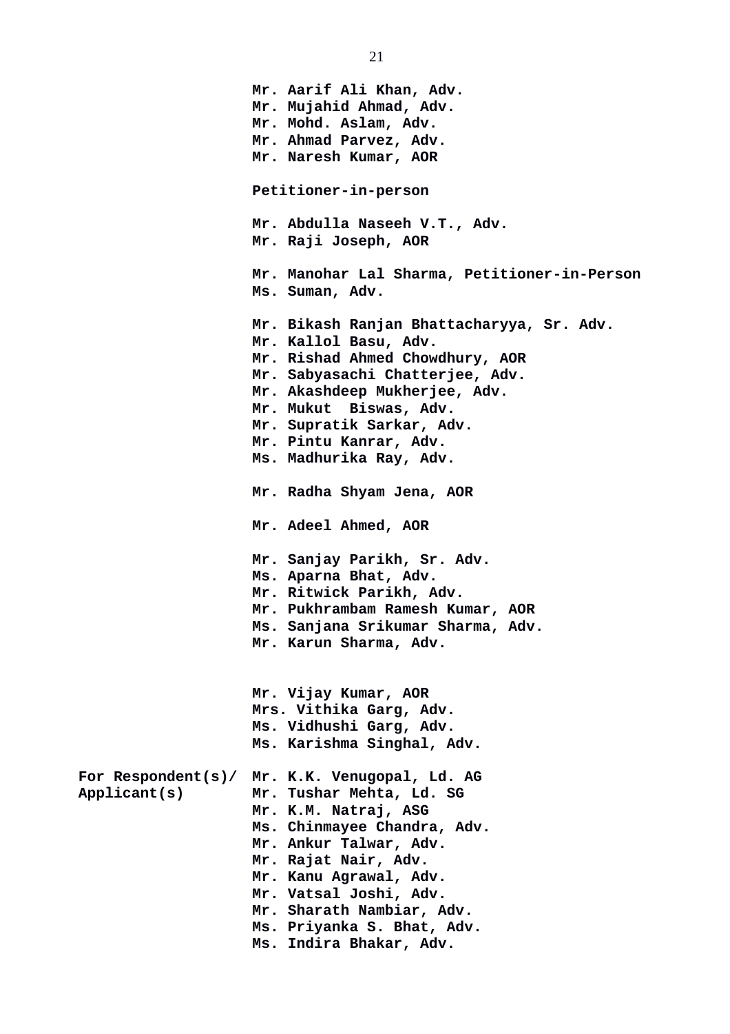**Mr. Aarif Ali Khan, Adv.**
**Mr. Mujahid Ahmad, Adv.**
**Mr. Mohd. Aslam, Adv.**
**Mr. Ahmad Parvez, Adv.**
**Mr. Naresh Kumar, AOR**

**Petitioner-in-person**

**Mr. Abdulla Naseeh V.T., Adv.**
**Mr. Raji Joseph, AOR**

**Mr. Manohar Lal Sharma, Petitioner-in-Person**
**Ms. Suman, Adv.**

**Mr. Bikash Ranjan Bhattacharyya, Sr. Adv.**
**Mr. Kallol Basu, Adv.**
**Mr. Rishad Ahmed Chowdhury, AOR**
**Mr. Sabyasachi Chatterjee, Adv.**
**Mr. Akashdeep Mukherjee, Adv.**
**Mr. Mukut Biswas, Adv.**
**Mr. Supratik Sarkar, Adv.**
**Mr. Pintu Kanrar, Adv.**
**Ms. Madhurika Ray, Adv.**

**Mr. Radha Shyam Jena, AOR**

**Mr. Adeel Ahmed, AOR**

**Mr. Sanjay Parikh, Sr. Adv.**
**Ms. Aparna Bhat, Adv.**
**Mr. Ritwick Parikh, Adv.**
**Mr. Pukhrambam Ramesh Kumar, AOR**
**Ms. Sanjana Srikumar Sharma, Adv.**
**Mr. Karun Sharma, Adv.**

**Mr. Vijay Kumar, AOR**
**Mrs. Vithika Garg, Adv.**
**Ms. Vidhushi Garg, Adv.**
**Ms. Karishma Singhal, Adv.**

**For Respondent(s)/ Applicant(s)**

**Mr. K.K. Venugopal, Ld. AG**
**Mr. Tushar Mehta, Ld. SG**
**Mr. K.M. Natraj, ASG**
**Ms. Chinmayee Chandra, Adv.**
**Mr. Ankur Talwar, Adv.**
**Mr. Rajat Nair, Adv.**
**Mr. Kanu Agrawal, Adv.**
**Mr. Vatsal Joshi, Adv.**
**Mr. Sharath Nambiar, Adv.**
**Ms. Priyanka S. Bhat, Adv.**
**Ms. Indira Bhakar, Adv.**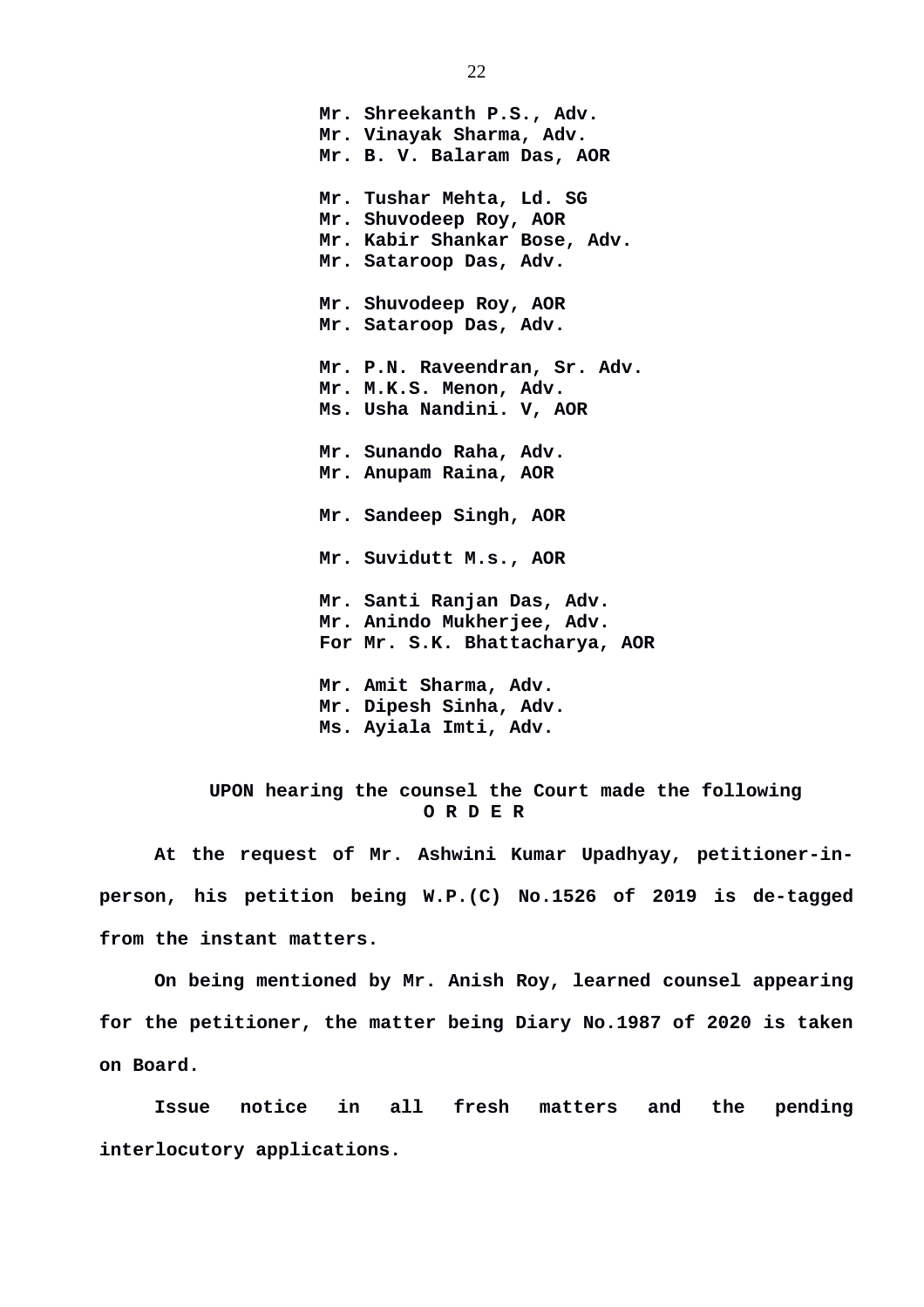**Mr. Shreekanth P.S., Adv.**
**Mr. Vinayak Sharma, Adv.**
**Mr. B. V. Balaram Das, AOR**

**Mr. Tushar Mehta, Ld. SG**
**Mr. Shuvodeep Roy, AOR**
**Mr. Kabir Shankar Bose, Adv.**
**Mr. Sataroop Das, Adv.**

**Mr. Shuvodeep Roy, AOR**
**Mr. Sataroop Das, Adv.**

**Mr. P.N. Raveendran, Sr. Adv.**
**Mr. M.K.S. Menon, Adv.**
**Ms. Usha Nandini. V, AOR**

**Mr. Sunando Raha, Adv.**
**Mr. Anupam Raina, AOR**

**Mr. Sandeep Singh, AOR**

**Mr. Suvidutt M.s., AOR**

**Mr. Santi Ranjan Das, Adv.**
**Mr. Anindo Mukherjee, Adv.**
**For Mr. S.K. Bhattacharya, AOR**

**Mr. Amit Sharma, Adv.**
**Mr. Dipesh Sinha, Adv.**
**Ms. Ayiala Imti, Adv.**

**UPON hearing the counsel the Court made the following**
**O R D E R**

**At the request of Mr. Ashwini Kumar Upadhyay, petitioner-in-person, his petition being W.P.(C) No.1526 of 2019 is de-tagged from the instant matters.**

**On being mentioned by Mr. Anish Roy, learned counsel appearing for the petitioner, the matter being Diary No.1987 of 2020 is taken on Board.**

**Issue notice in all fresh matters and the pending interlocutory applications.**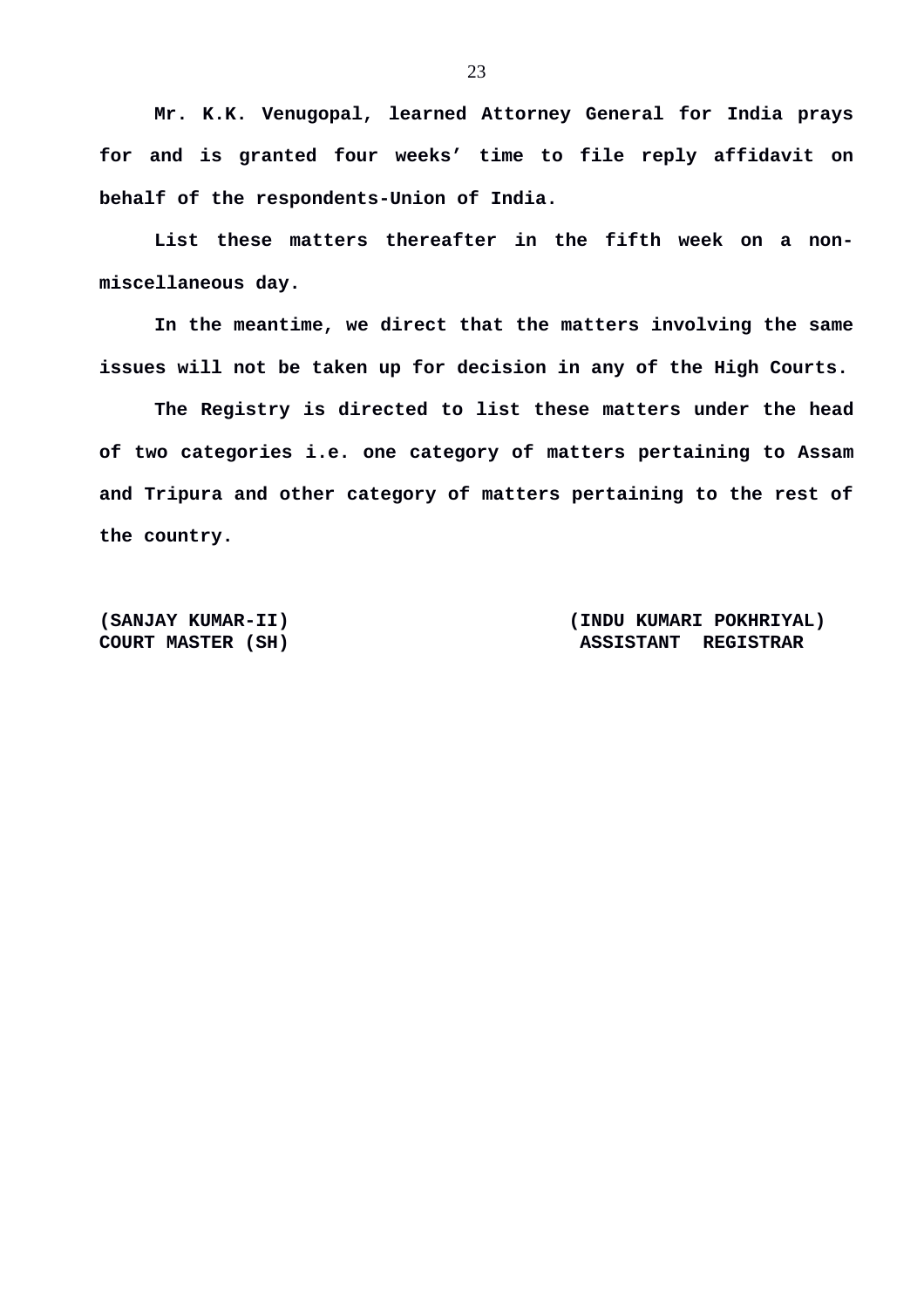**Mr. K.K. Venugopal, learned Attorney General for India prays for and is granted four weeks' time to file reply affidavit on behalf of the respondents-Union of India.**

**List these matters thereafter in the fifth week on a non-miscellaneous day.**

**In the meantime, we direct that the matters involving the same issues will not be taken up for decision in any of the High Courts.**

**The Registry is directed to list these matters under the head of two categories i.e. one category of matters pertaining to Assam and Tripura and other category of matters pertaining to the rest of the country.**

| | |
|---|---|
| **(SANJAY KUMAR-II)** | **(INDU KUMARI POKHRIYAL)** |
| **COURT MASTER (SH)** | **ASSISTANT REGISTRAR** |